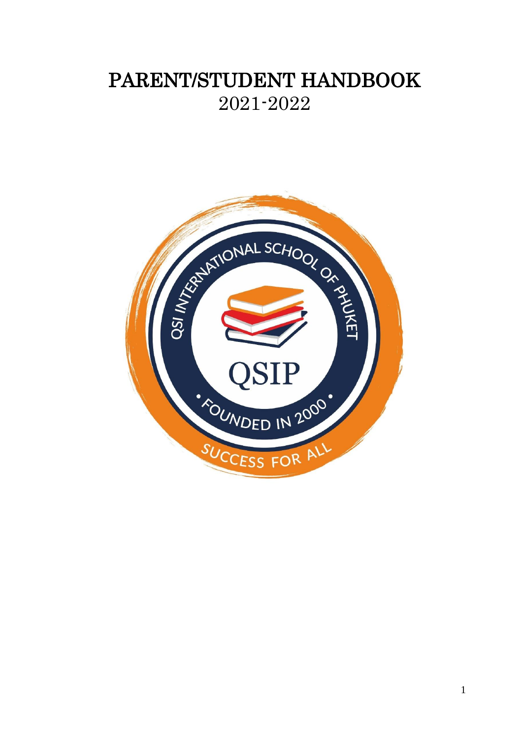# PARENT/STUDENT HANDBOOK

2021-2022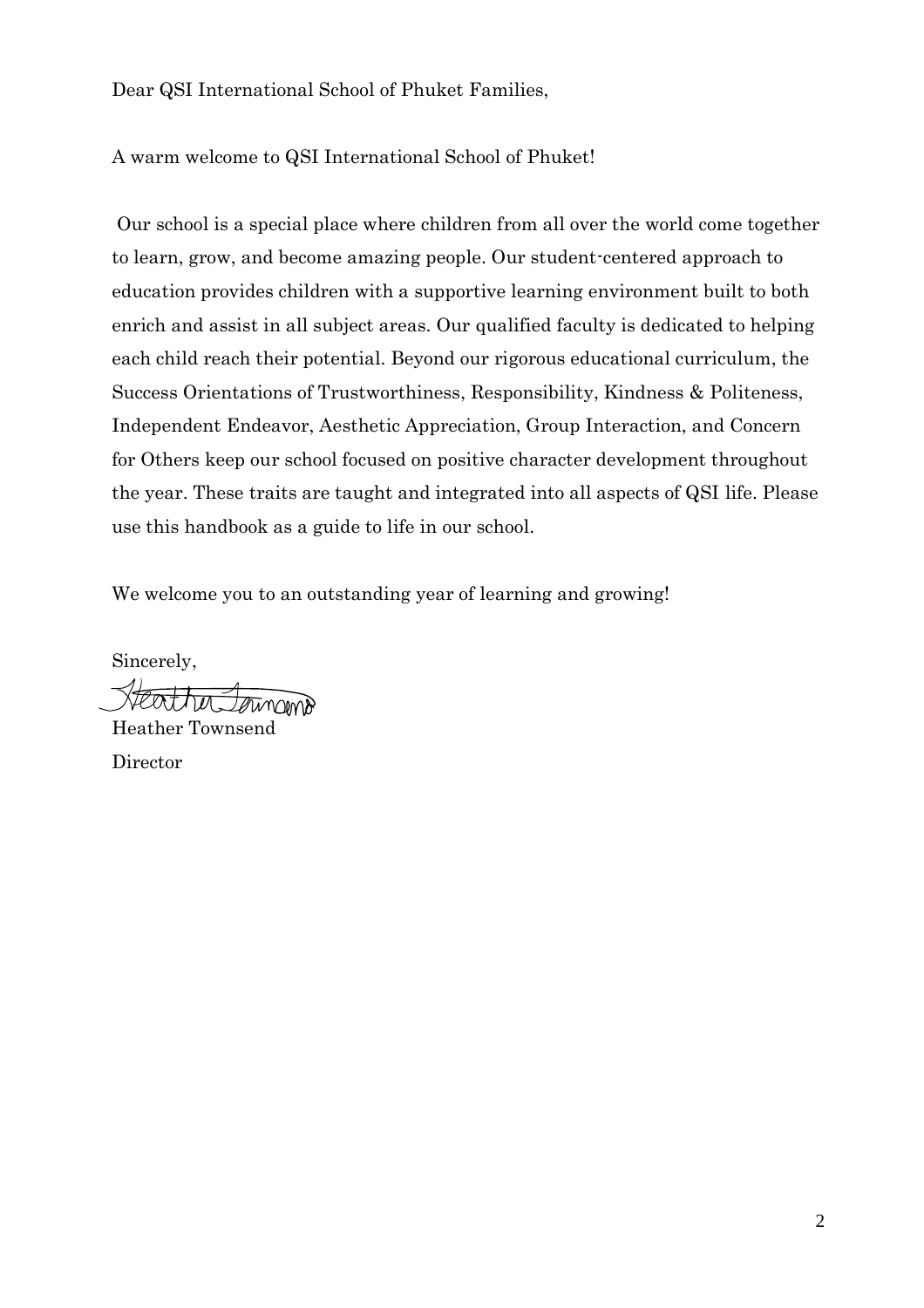Dear QSI International School of Phuket Families,

A warm welcome to QSI International School of Phuket!

Our school is a special place where children from all over the world come together to learn, grow, and become amazing people. Our student-centered approach to education provides children with a supportive learning environment built to both enrich and assist in all subject areas. Our qualified faculty is dedicated to helping each child reach their potential. Beyond our rigorous educational curriculum, the Success Orientations of Trustworthiness, Responsibility, Kindness & Politeness, Independent Endeavor, Aesthetic Appreciation, Group Interaction, and Concern for Others keep our school focused on positive character development throughout the year. These traits are taught and integrated into all aspects of QSI life. Please use this handbook as a guide to life in our school.

We welcome you to an outstanding year of learning and growing!

Sincerely,

Heather Townsend

Director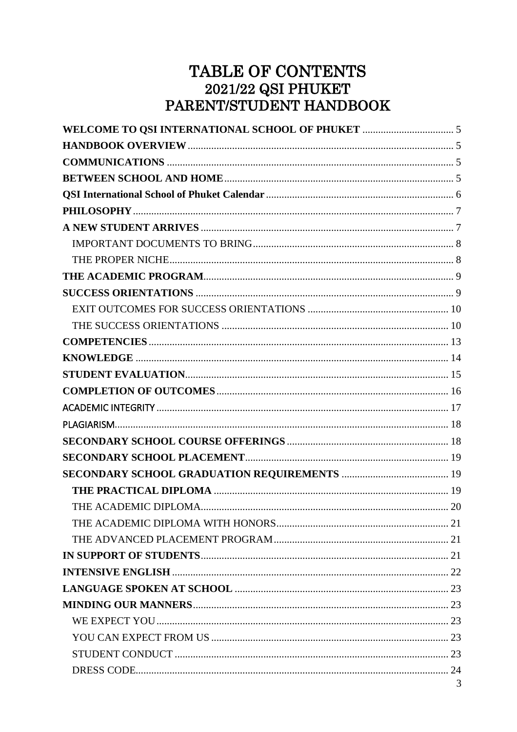# TABLE OF CONTENTS
## 2021/22 QSI PHUKET
## PARENT/STUDENT HANDBOOK

**WELCOME TO QSI INTERNATIONAL SCHOOL OF PHUKET** .................................. 5
**HANDBOOK OVERVIEW** .................................. 5
**COMMUNICATIONS** .................................. 5
**BETWEEN SCHOOL AND HOME** .................................. 5
**QSI International School of Phuket Calendar** .................................. 6
**PHILOSOPHY** .................................. 7
**A NEW STUDENT ARRIVES** .................................. 7
- IMPORTANT DOCUMENTS TO BRING .................................. 8
- THE PROPER NICHE .................................. 8

**THE ACADEMIC PROGRAM** .................................. 9
**SUCCESS ORIENTATIONS** .................................. 9
- EXIT OUTCOMES FOR SUCCESS ORIENTATIONS .................................. 10
- THE SUCCESS ORIENTATIONS .................................. 10

**COMPETENCIES** .................................. 13
**KNOWLEDGE** .................................. 14
**STUDENT EVALUATION** .................................. 15
**COMPLETION OF OUTCOMES** .................................. 16
ACADEMIC INTEGRITY .................................. 17
PLAGIARISM .................................. 18
**SECONDARY SCHOOL COURSE OFFERINGS** .................................. 18
**SECONDARY SCHOOL PLACEMENT** .................................. 19
**SECONDARY SCHOOL GRADUATION REQUIREMENTS** .................................. 19
- **THE PRACTICAL DIPLOMA** .................................. 19
- THE ACADEMIC DIPLOMA .................................. 20
- THE ACADEMIC DIPLOMA WITH HONORS .................................. 21
- THE ADVANCED PLACEMENT PROGRAM .................................. 21

**IN SUPPORT OF STUDENTS** .................................. 21
**INTENSIVE ENGLISH** .................................. 22
**LANGUAGE SPOKEN AT SCHOOL** .................................. 23
**MINDING OUR MANNERS** .................................. 23
- WE EXPECT YOU .................................. 23
- YOU CAN EXPECT FROM US .................................. 23
- STUDENT CONDUCT .................................. 23
- DRESS CODE .................................. 24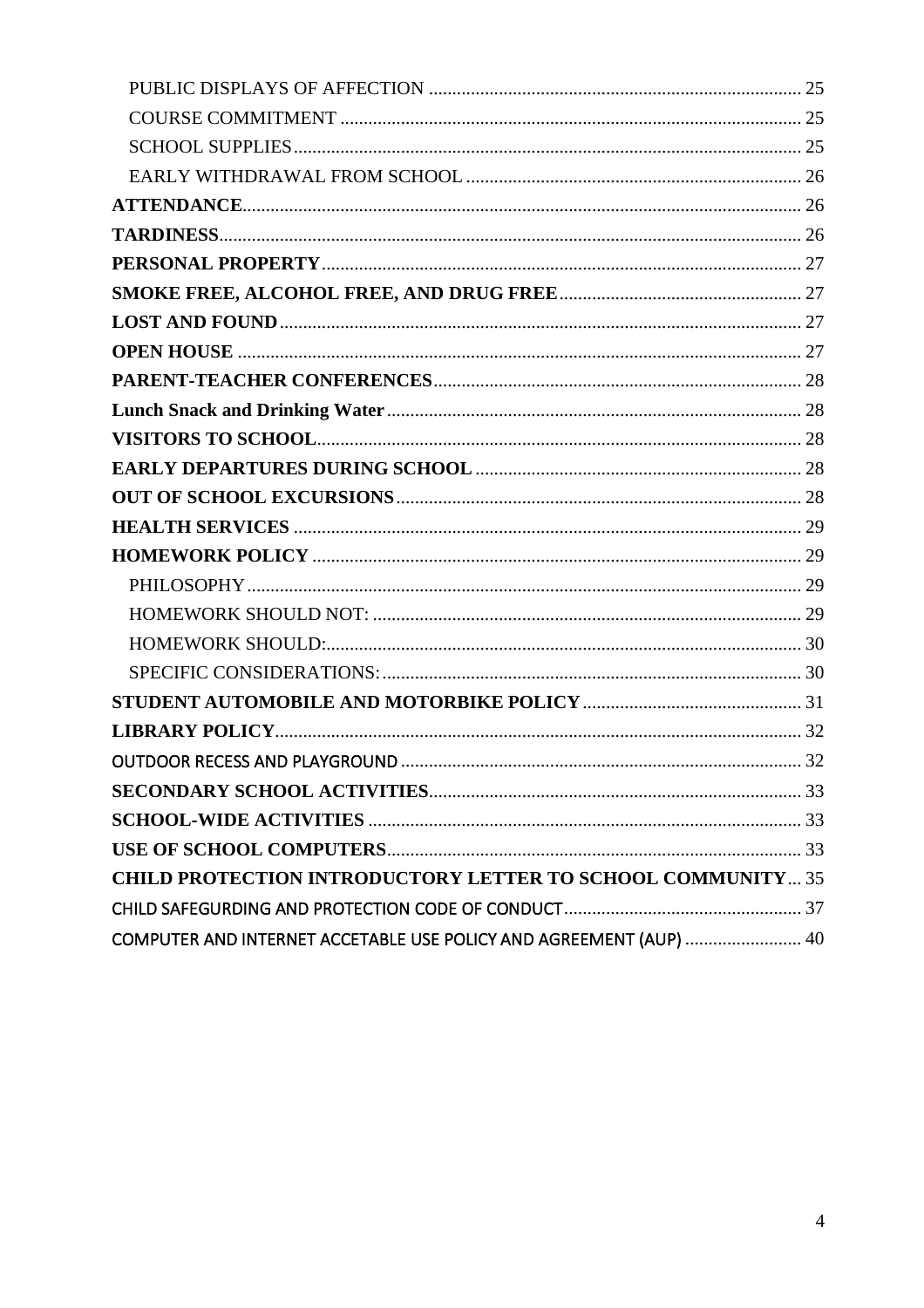- PUBLIC DISPLAYS OF AFFECTION ... 25
- COURSE COMMITMENT ... 25
- SCHOOL SUPPLIES ... 25
- EARLY WITHDRAWAL FROM SCHOOL ... 26

**ATTENDANCE** ... 26

**TARDINESS** ... 26

**PERSONAL PROPERTY** ... 27

**SMOKE FREE, ALCOHOL FREE, AND DRUG FREE** ... 27

**LOST AND FOUND** ... 27

**OPEN HOUSE** ... 27

**PARENT-TEACHER CONFERENCES** ... 28

**Lunch Snack and Drinking Water** ... 28

**VISITORS TO SCHOOL** ... 28

**EARLY DEPARTURES DURING SCHOOL** ... 28

**OUT OF SCHOOL EXCURSIONS** ... 28

**HEALTH SERVICES** ... 29

**HOMEWORK POLICY** ... 29

- PHILOSOPHY ... 29
- HOMEWORK SHOULD NOT: ... 29
- HOMEWORK SHOULD: ... 30
- SPECIFIC CONSIDERATIONS: ... 30

**STUDENT AUTOMOBILE AND MOTORBIKE POLICY** ... 31

**LIBRARY POLICY** ... 32

OUTDOOR RECESS AND PLAYGROUND ... 32

**SECONDARY SCHOOL ACTIVITIES** ... 33

**SCHOOL-WIDE ACTIVITIES** ... 33

**USE OF SCHOOL COMPUTERS** ... 33

**CHILD PROTECTION INTRODUCTORY LETTER TO SCHOOL COMMUNITY** ... 35

CHILD SAFEGURDING AND PROTECTION CODE OF CONDUCT ... 37

COMPUTER AND INTERNET ACCETABLE USE POLICY AND AGREEMENT (AUP) ... 40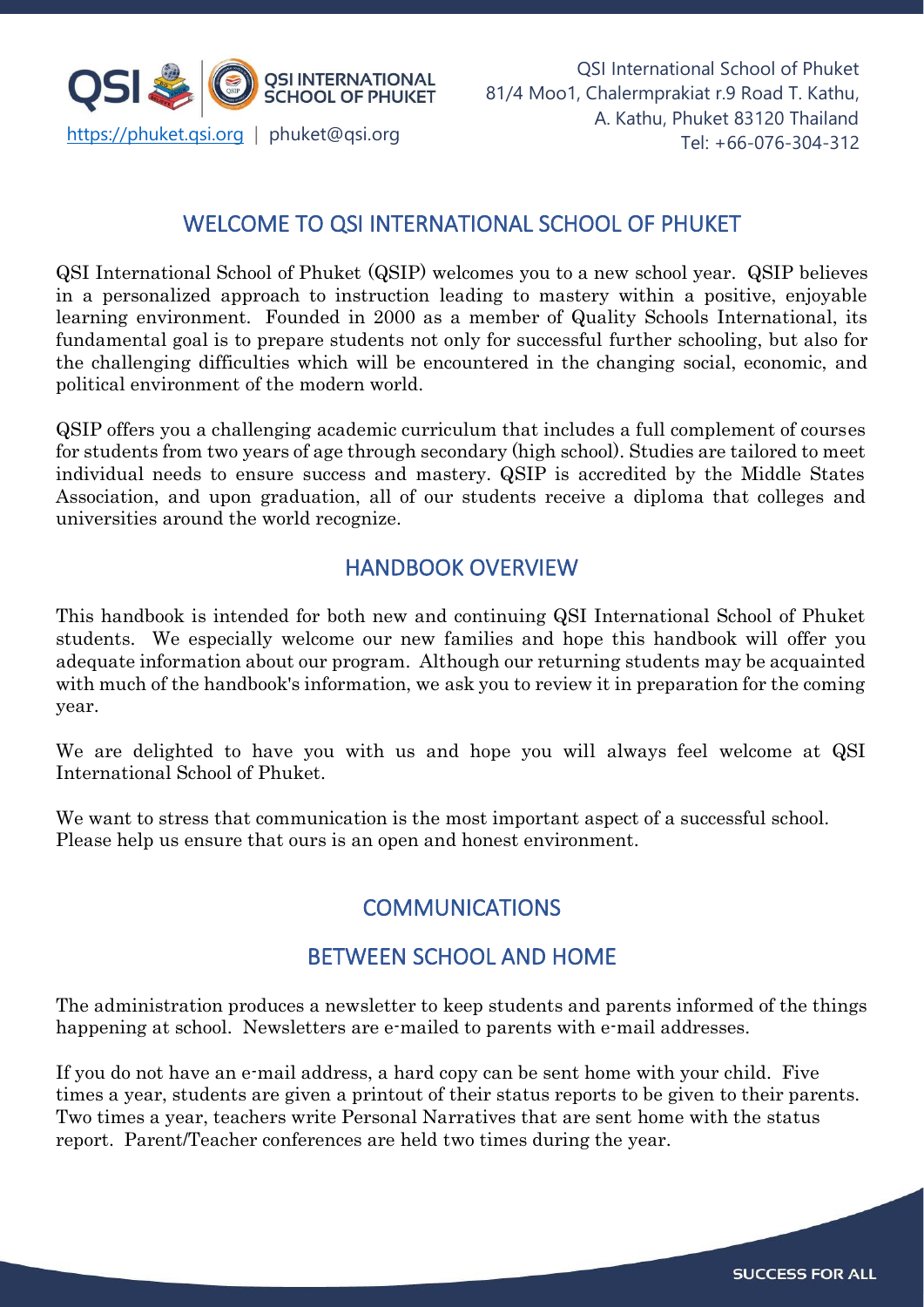# WELCOME TO QSI INTERNATIONAL SCHOOL OF PHUKET

QSI International School of Phuket (QSIP) welcomes you to a new school year. QSIP believes in a personalized approach to instruction leading to mastery within a positive, enjoyable learning environment. Founded in 2000 as a member of Quality Schools International, its fundamental goal is to prepare students not only for successful further schooling, but also for the challenging difficulties which will be encountered in the changing social, economic, and political environment of the modern world.

QSIP offers you a challenging academic curriculum that includes a full complement of courses for students from two years of age through secondary (high school). Studies are tailored to meet individual needs to ensure success and mastery. QSIP is accredited by the Middle States Association, and upon graduation, all of our students receive a diploma that colleges and universities around the world recognize.

# HANDBOOK OVERVIEW

This handbook is intended for both new and continuing QSI International School of Phuket students. We especially welcome our new families and hope this handbook will offer you adequate information about our program. Although our returning students may be acquainted with much of the handbook's information, we ask you to review it in preparation for the coming year.

We are delighted to have you with us and hope you will always feel welcome at QSI International School of Phuket.

We want to stress that communication is the most important aspect of a successful school. Please help us ensure that ours is an open and honest environment.

# COMMUNICATIONS

## BETWEEN SCHOOL AND HOME

The administration produces a newsletter to keep students and parents informed of the things happening at school. Newsletters are e-mailed to parents with e-mail addresses.

If you do not have an e-mail address, a hard copy can be sent home with your child. Five times a year, students are given a printout of their status reports to be given to their parents. Two times a year, teachers write Personal Narratives that are sent home with the status report. Parent/Teacher conferences are held two times during the year.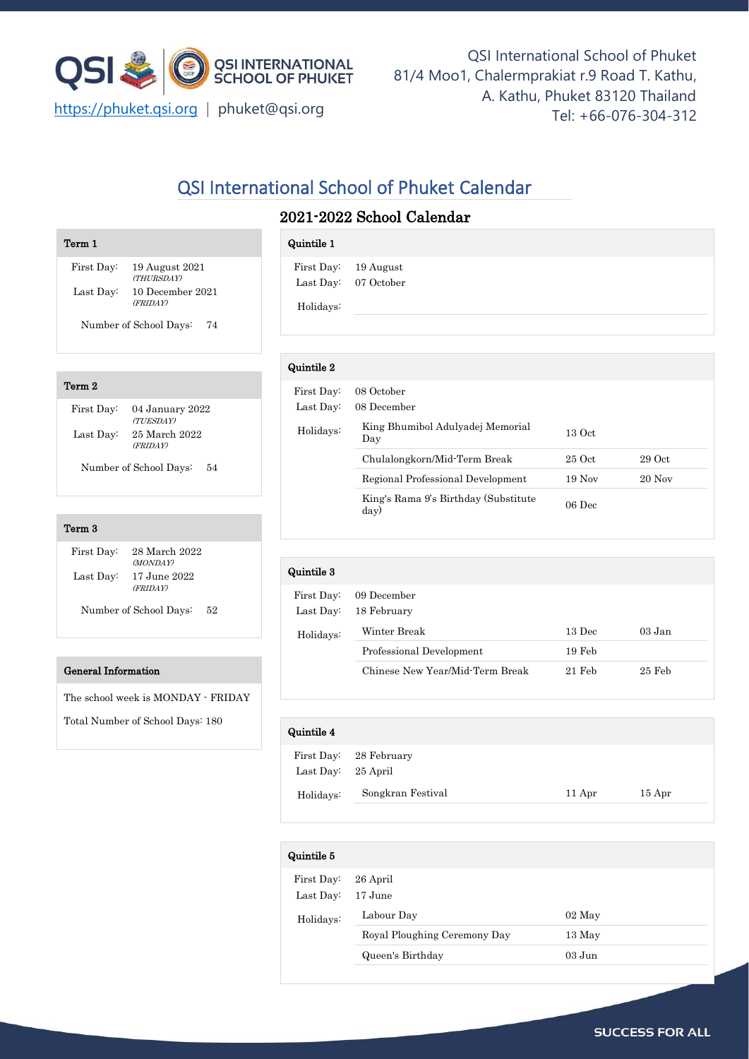QSI International School of Phuket
81/4 Moo1, Chalermprakiat r.9 Road T. Kathu,
A. Kathu, Phuket 83120 Thailand
Tel: +66-076-304-312

https://phuket.qsi.org | phuket@qsi.org

# QSI International School of Phuket Calendar

## 2021-2022 School Calendar

### Term 1

First Day: 19 August 2021 *(THURSDAY)*
Last Day: 10 December 2021 *(FRIDAY)*

Number of School Days: 74

### Term 2

First Day: 04 January 2022 *(TUESDAY)*
Last Day: 25 March 2022 *(FRIDAY)*

Number of School Days: 54

### Term 3

First Day: 28 March 2022 *(MONDAY)*
Last Day: 17 June 2022 *(FRIDAY)*

Number of School Days: 52

### General Information

The school week is MONDAY - FRIDAY

Total Number of School Days: 180

### Quintile 1

First Day: 19 August
Last Day: 07 October

Holidays:

### Quintile 2

First Day: 08 October
Last Day: 08 December

Holidays:

| Holiday | Start | End |
|---|---|---|
| King Bhumibol Adulyadej Memorial Day | 13 Oct | |
| Chulalongkorn/Mid-Term Break | 25 Oct | 29 Oct |
| Regional Professional Development | 19 Nov | 20 Nov |
| King's Rama 9's Birthday (Substitute day) | 06 Dec | |

### Quintile 3

First Day: 09 December
Last Day: 18 February

Holidays:

| Holiday | Start | End |
|---|---|---|
| Winter Break | 13 Dec | 03 Jan |
| Professional Development | 19 Feb | |
| Chinese New Year/Mid-Term Break | 21 Feb | 25 Feb |

### Quintile 4

First Day: 28 February
Last Day: 25 April

Holidays:

| Holiday | Start | End |
|---|---|---|
| Songkran Festival | 11 Apr | 15 Apr |

### Quintile 5

First Day: 26 April
Last Day: 17 June

Holidays:

| Holiday | Date |
|---|---|
| Labour Day | 02 May |
| Royal Ploughing Ceremony Day | 13 May |
| Queen's Birthday | 03 Jun |

SUCCESS FOR ALL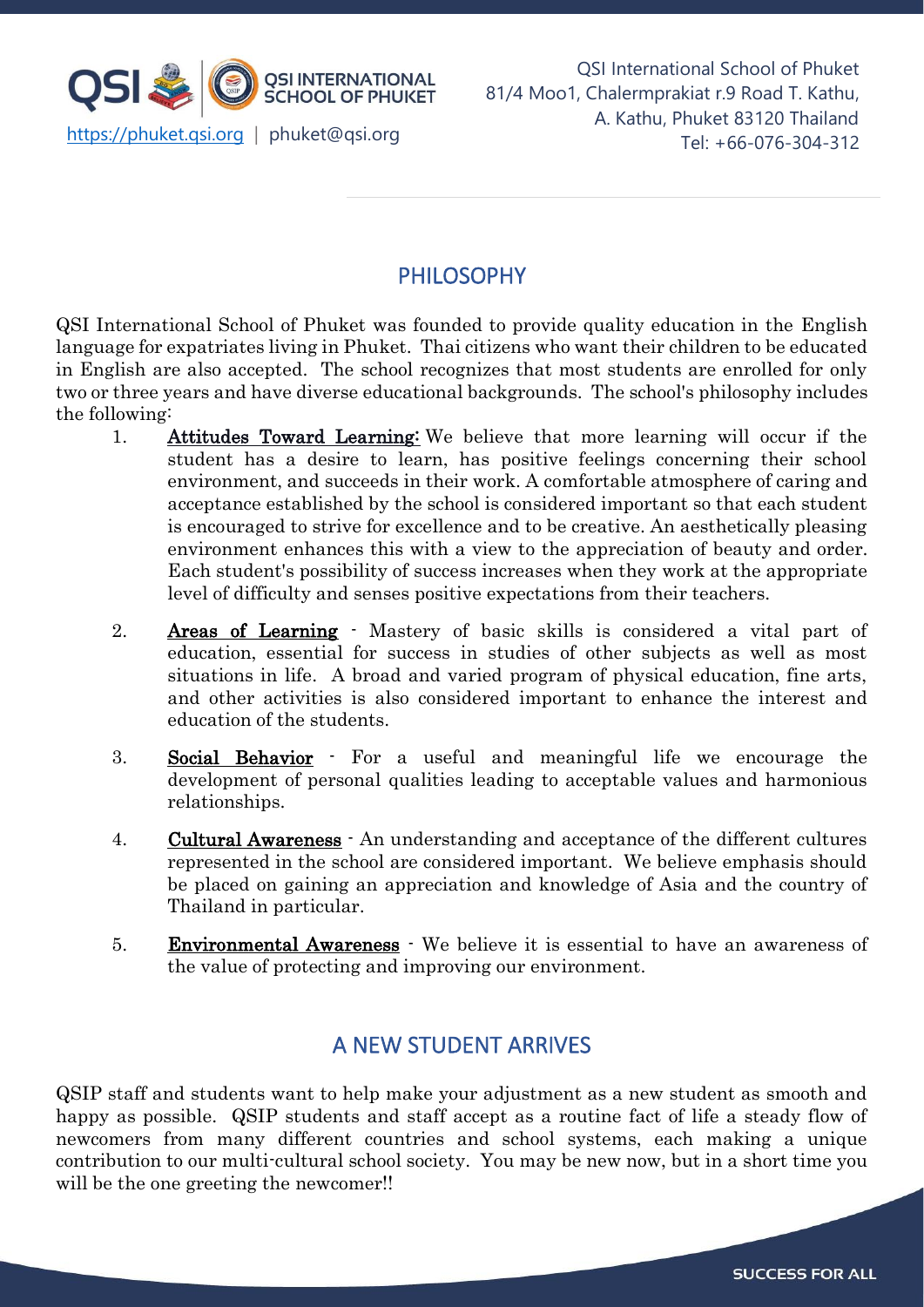## PHILOSOPHY

QSI International School of Phuket was founded to provide quality education in the English language for expatriates living in Phuket. Thai citizens who want their children to be educated in English are also accepted. The school recognizes that most students are enrolled for only two or three years and have diverse educational backgrounds. The school's philosophy includes the following:

1. **Attitudes Toward Learning:** We believe that more learning will occur if the student has a desire to learn, has positive feelings concerning their school environment, and succeeds in their work. A comfortable atmosphere of caring and acceptance established by the school is considered important so that each student is encouraged to strive for excellence and to be creative. An aesthetically pleasing environment enhances this with a view to the appreciation of beauty and order. Each student's possibility of success increases when they work at the appropriate level of difficulty and senses positive expectations from their teachers.

2. **Areas of Learning** - Mastery of basic skills is considered a vital part of education, essential for success in studies of other subjects as well as most situations in life. A broad and varied program of physical education, fine arts, and other activities is also considered important to enhance the interest and education of the students.

3. **Social Behavior** - For a useful and meaningful life we encourage the development of personal qualities leading to acceptable values and harmonious relationships.

4. **Cultural Awareness** - An understanding and acceptance of the different cultures represented in the school are considered important. We believe emphasis should be placed on gaining an appreciation and knowledge of Asia and the country of Thailand in particular.

5. **Environmental Awareness** - We believe it is essential to have an awareness of the value of protecting and improving our environment.

## A NEW STUDENT ARRIVES

QSIP staff and students want to help make your adjustment as a new student as smooth and happy as possible. QSIP students and staff accept as a routine fact of life a steady flow of newcomers from many different countries and school systems, each making a unique contribution to our multi-cultural school society. You may be new now, but in a short time you will be the one greeting the newcomer!!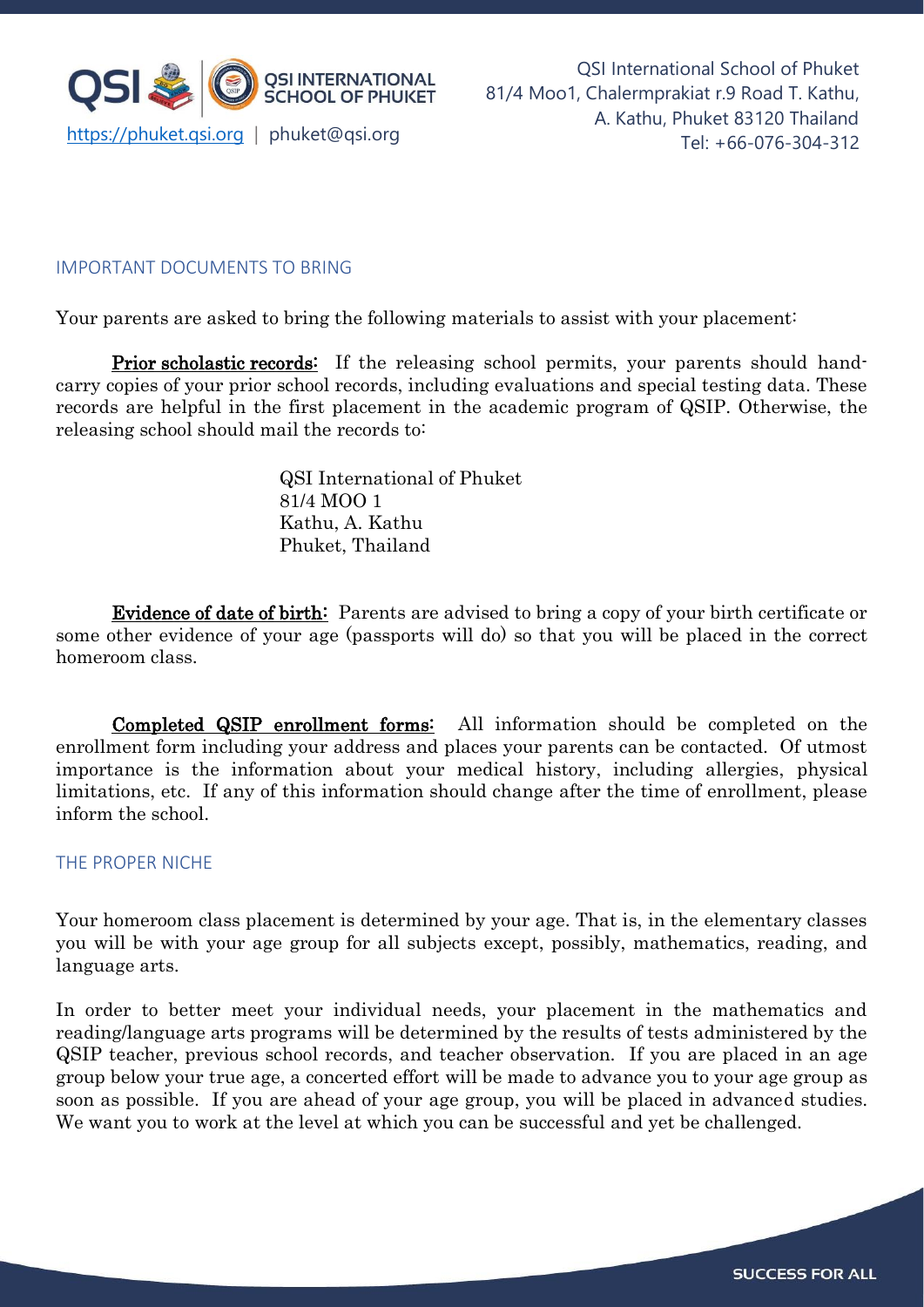## IMPORTANT DOCUMENTS TO BRING

Your parents are asked to bring the following materials to assist with your placement:

**Prior scholastic records:** If the releasing school permits, your parents should hand-carry copies of your prior school records, including evaluations and special testing data. These records are helpful in the first placement in the academic program of QSIP. Otherwise, the releasing school should mail the records to:

QSI International of Phuket
81/4 MOO 1
Kathu, A. Kathu
Phuket, Thailand

**Evidence of date of birth:** Parents are advised to bring a copy of your birth certificate or some other evidence of your age (passports will do) so that you will be placed in the correct homeroom class.

**Completed QSIP enrollment forms:** All information should be completed on the enrollment form including your address and places your parents can be contacted. Of utmost importance is the information about your medical history, including allergies, physical limitations, etc. If any of this information should change after the time of enrollment, please inform the school.

## THE PROPER NICHE

Your homeroom class placement is determined by your age. That is, in the elementary classes you will be with your age group for all subjects except, possibly, mathematics, reading, and language arts.

In order to better meet your individual needs, your placement in the mathematics and reading/language arts programs will be determined by the results of tests administered by the QSIP teacher, previous school records, and teacher observation. If you are placed in an age group below your true age, a concerted effort will be made to advance you to your age group as soon as possible. If you are ahead of your age group, you will be placed in advanced studies. We want you to work at the level at which you can be successful and yet be challenged.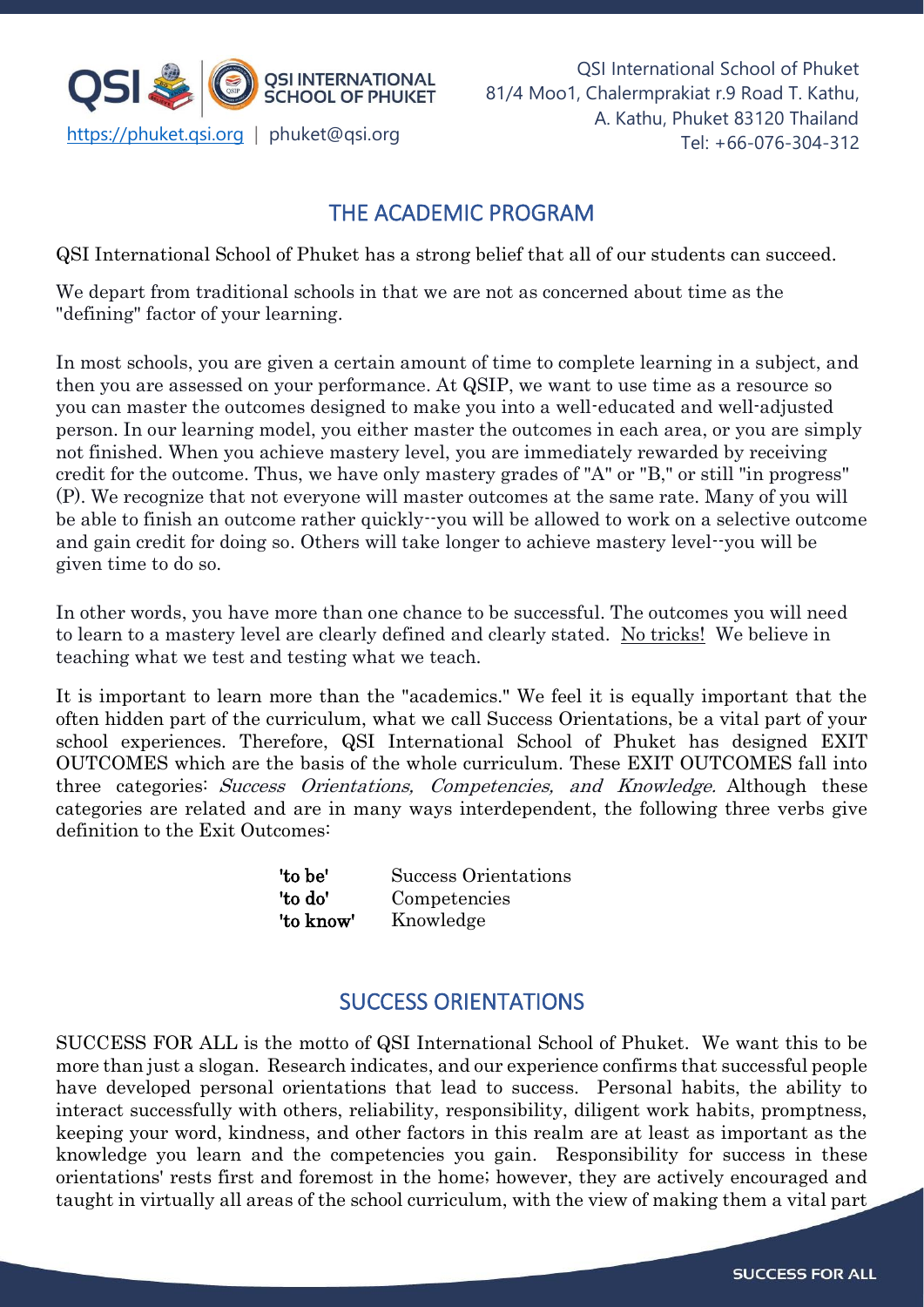## THE ACADEMIC PROGRAM

QSI International School of Phuket has a strong belief that all of our students can succeed.

We depart from traditional schools in that we are not as concerned about time as the "defining" factor of your learning.

In most schools, you are given a certain amount of time to complete learning in a subject, and then you are assessed on your performance. At QSIP, we want to use time as a resource so you can master the outcomes designed to make you into a well-educated and well-adjusted person. In our learning model, you either master the outcomes in each area, or you are simply not finished. When you achieve mastery level, you are immediately rewarded by receiving credit for the outcome. Thus, we have only mastery grades of "A" or "B," or still "in progress" (P). We recognize that not everyone will master outcomes at the same rate. Many of you will be able to finish an outcome rather quickly--you will be allowed to work on a selective outcome and gain credit for doing so. Others will take longer to achieve mastery level--you will be given time to do so.

In other words, you have more than one chance to be successful. The outcomes you will need to learn to a mastery level are clearly defined and clearly stated. No tricks! We believe in teaching what we test and testing what we teach.

It is important to learn more than the "academics." We feel it is equally important that the often hidden part of the curriculum, what we call Success Orientations, be a vital part of your school experiences. Therefore, QSI International School of Phuket has designed EXIT OUTCOMES which are the basis of the whole curriculum. These EXIT OUTCOMES fall into three categories: *Success Orientations, Competencies, and Knowledge.* Although these categories are related and are in many ways interdependent, the following three verbs give definition to the Exit Outcomes:

| | |
|---|---|
| 'to be' | Success Orientations |
| 'to do' | Competencies |
| 'to know' | Knowledge |

## SUCCESS ORIENTATIONS

SUCCESS FOR ALL is the motto of QSI International School of Phuket. We want this to be more than just a slogan. Research indicates, and our experience confirms that successful people have developed personal orientations that lead to success. Personal habits, the ability to interact successfully with others, reliability, responsibility, diligent work habits, promptness, keeping your word, kindness, and other factors in this realm are at least as important as the knowledge you learn and the competencies you gain. Responsibility for success in these orientations' rests first and foremost in the home; however, they are actively encouraged and taught in virtually all areas of the school curriculum, with the view of making them a vital part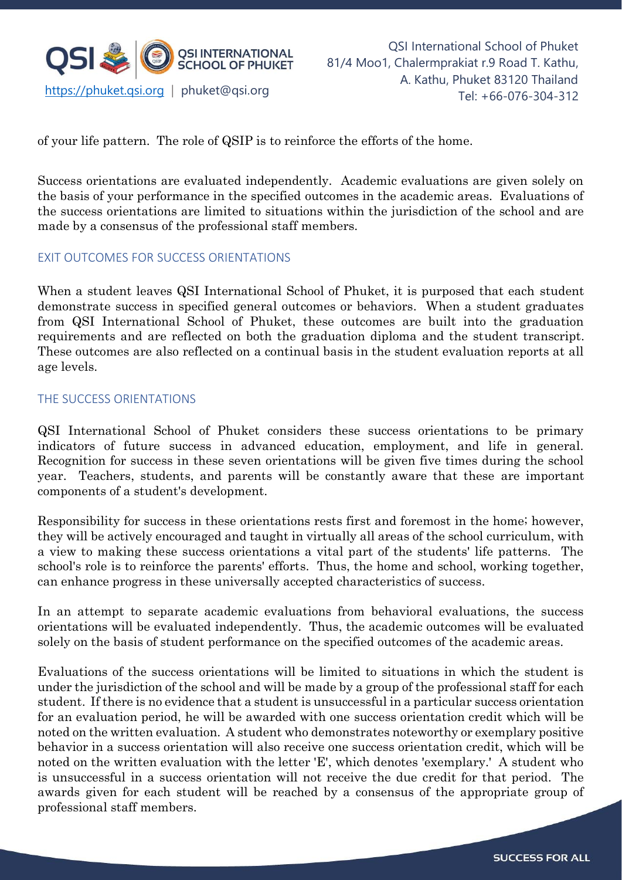of your life pattern. The role of QSIP is to reinforce the efforts of the home.

Success orientations are evaluated independently. Academic evaluations are given solely on the basis of your performance in the specified outcomes in the academic areas. Evaluations of the success orientations are limited to situations within the jurisdiction of the school and are made by a consensus of the professional staff members.

## EXIT OUTCOMES FOR SUCCESS ORIENTATIONS

When a student leaves QSI International School of Phuket, it is purposed that each student demonstrate success in specified general outcomes or behaviors. When a student graduates from QSI International School of Phuket, these outcomes are built into the graduation requirements and are reflected on both the graduation diploma and the student transcript. These outcomes are also reflected on a continual basis in the student evaluation reports at all age levels.

## THE SUCCESS ORIENTATIONS

QSI International School of Phuket considers these success orientations to be primary indicators of future success in advanced education, employment, and life in general. Recognition for success in these seven orientations will be given five times during the school year. Teachers, students, and parents will be constantly aware that these are important components of a student's development.

Responsibility for success in these orientations rests first and foremost in the home; however, they will be actively encouraged and taught in virtually all areas of the school curriculum, with a view to making these success orientations a vital part of the students' life patterns. The school's role is to reinforce the parents' efforts. Thus, the home and school, working together, can enhance progress in these universally accepted characteristics of success.

In an attempt to separate academic evaluations from behavioral evaluations, the success orientations will be evaluated independently. Thus, the academic outcomes will be evaluated solely on the basis of student performance on the specified outcomes of the academic areas.

Evaluations of the success orientations will be limited to situations in which the student is under the jurisdiction of the school and will be made by a group of the professional staff for each student. If there is no evidence that a student is unsuccessful in a particular success orientation for an evaluation period, he will be awarded with one success orientation credit which will be noted on the written evaluation. A student who demonstrates noteworthy or exemplary positive behavior in a success orientation will also receive one success orientation credit, which will be noted on the written evaluation with the letter 'E', which denotes 'exemplary.' A student who is unsuccessful in a success orientation will not receive the due credit for that period. The awards given for each student will be reached by a consensus of the appropriate group of professional staff members.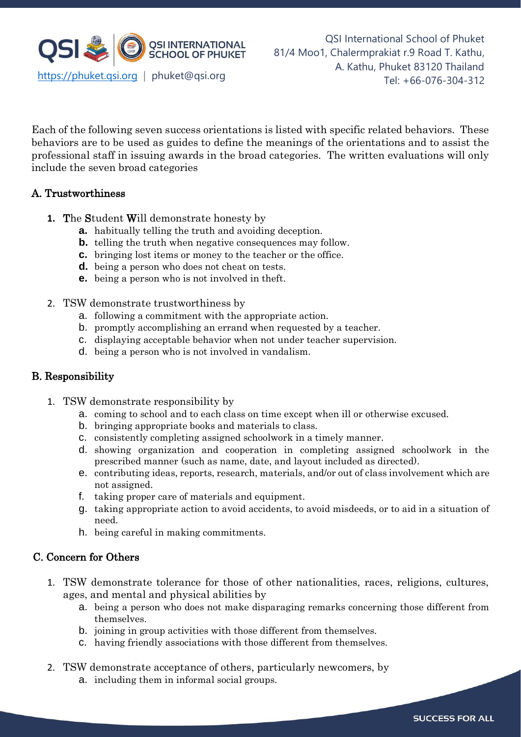Each of the following seven success orientations is listed with specific related behaviors. These behaviors are to be used as guides to define the meanings of the orientations and to assist the professional staff in issuing awards in the broad categories. The written evaluations will only include the seven broad categories

## A. Trustworthiness

1. **T**he **S**tudent **W**ill demonstrate honesty by
   a. habitually telling the truth and avoiding deception.
   b. telling the truth when negative consequences may follow.
   c. bringing lost items or money to the teacher or the office.
   d. being a person who does not cheat on tests.
   e. being a person who is not involved in theft.

2. TSW demonstrate trustworthiness by
   a. following a commitment with the appropriate action.
   b. promptly accomplishing an errand when requested by a teacher.
   c. displaying acceptable behavior when not under teacher supervision.
   d. being a person who is not involved in vandalism.

## B. Responsibility

1. TSW demonstrate responsibility by
   a. coming to school and to each class on time except when ill or otherwise excused.
   b. bringing appropriate books and materials to class.
   c. consistently completing assigned schoolwork in a timely manner.
   d. showing organization and cooperation in completing assigned schoolwork in the prescribed manner (such as name, date, and layout included as directed).
   e. contributing ideas, reports, research, materials, and/or out of class involvement which are not assigned.
   f. taking proper care of materials and equipment.
   g. taking appropriate action to avoid accidents, to avoid misdeeds, or to aid in a situation of need.
   h. being careful in making commitments.

## C. Concern for Others

1. TSW demonstrate tolerance for those of other nationalities, races, religions, cultures, ages, and mental and physical abilities by
   a. being a person who does not make disparaging remarks concerning those different from themselves.
   b. joining in group activities with those different from themselves.
   c. having friendly associations with those different from themselves.

2. TSW demonstrate acceptance of others, particularly newcomers, by
   a. including them in informal social groups.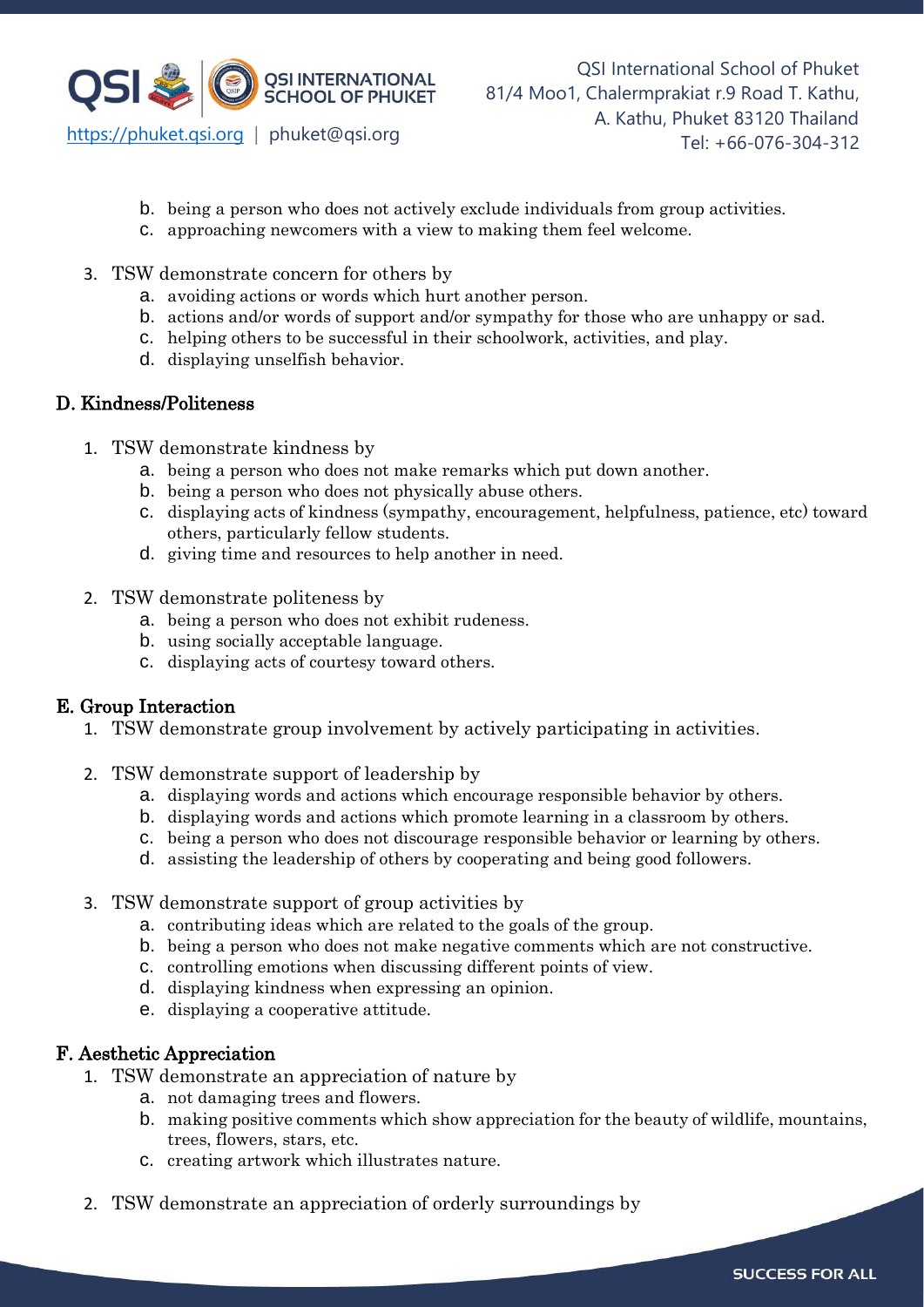b. being a person who does not actively exclude individuals from group activities.
   c. approaching newcomers with a view to making them feel welcome.

3. TSW demonstrate concern for others by
   a. avoiding actions or words which hurt another person.
   b. actions and/or words of support and/or sympathy for those who are unhappy or sad.
   c. helping others to be successful in their schoolwork, activities, and play.
   d. displaying unselfish behavior.

## D. Kindness/Politeness

1. TSW demonstrate kindness by
   a. being a person who does not make remarks which put down another.
   b. being a person who does not physically abuse others.
   c. displaying acts of kindness (sympathy, encouragement, helpfulness, patience, etc) toward others, particularly fellow students.
   d. giving time and resources to help another in need.

2. TSW demonstrate politeness by
   a. being a person who does not exhibit rudeness.
   b. using socially acceptable language.
   c. displaying acts of courtesy toward others.

## E. Group Interaction

1. TSW demonstrate group involvement by actively participating in activities.

2. TSW demonstrate support of leadership by
   a. displaying words and actions which encourage responsible behavior by others.
   b. displaying words and actions which promote learning in a classroom by others.
   c. being a person who does not discourage responsible behavior or learning by others.
   d. assisting the leadership of others by cooperating and being good followers.

3. TSW demonstrate support of group activities by
   a. contributing ideas which are related to the goals of the group.
   b. being a person who does not make negative comments which are not constructive.
   c. controlling emotions when discussing different points of view.
   d. displaying kindness when expressing an opinion.
   e. displaying a cooperative attitude.

## F. Aesthetic Appreciation

1. TSW demonstrate an appreciation of nature by
   a. not damaging trees and flowers.
   b. making positive comments which show appreciation for the beauty of wildlife, mountains, trees, flowers, stars, etc.
   c. creating artwork which illustrates nature.

2. TSW demonstrate an appreciation of orderly surroundings by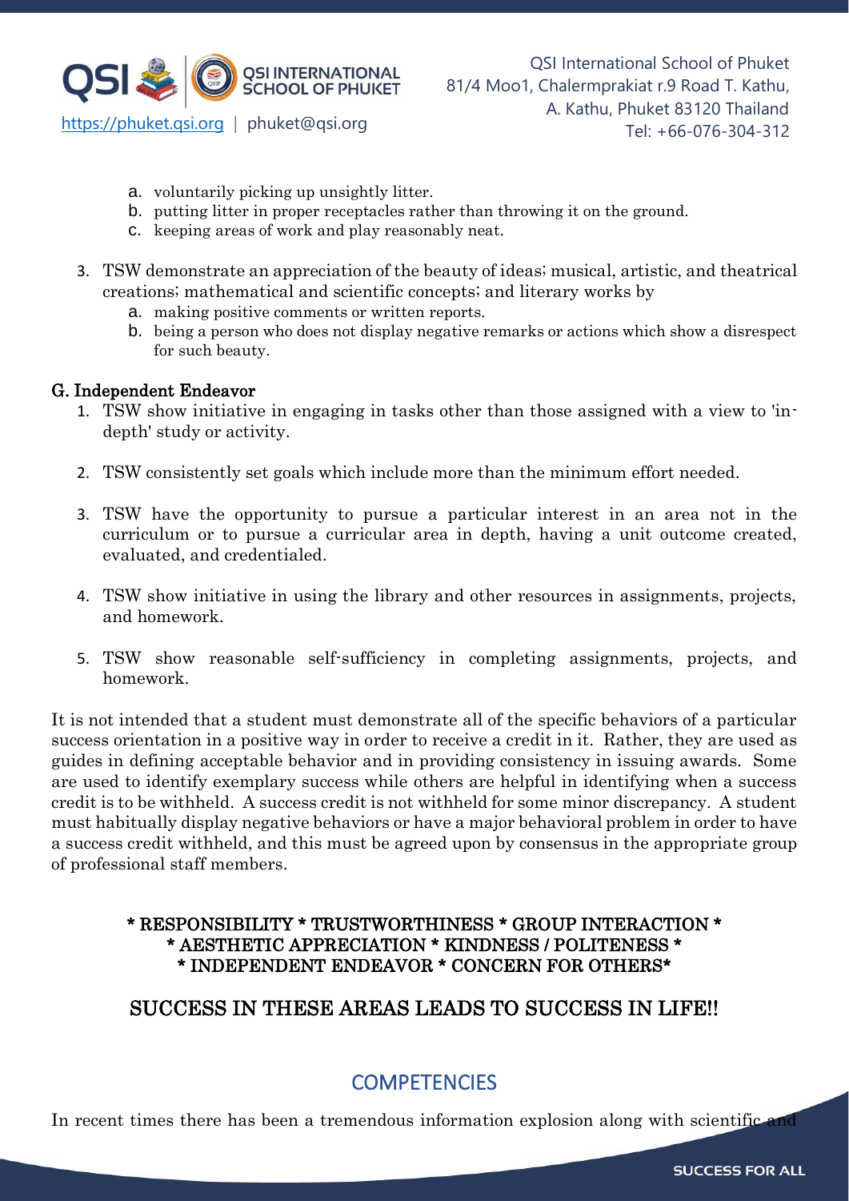a. voluntarily picking up unsightly litter.
b. putting litter in proper receptacles rather than throwing it on the ground.
c. keeping areas of work and play reasonably neat.

3. TSW demonstrate an appreciation of the beauty of ideas; musical, artistic, and theatrical creations; mathematical and scientific concepts; and literary works by
    a. making positive comments or written reports.
    b. being a person who does not display negative remarks or actions which show a disrespect for such beauty.

### G. Independent Endeavor

1. TSW show initiative in engaging in tasks other than those assigned with a view to 'in-depth' study or activity.

2. TSW consistently set goals which include more than the minimum effort needed.

3. TSW have the opportunity to pursue a particular interest in an area not in the curriculum or to pursue a curricular area in depth, having a unit outcome created, evaluated, and credentialed.

4. TSW show initiative in using the library and other resources in assignments, projects, and homework.

5. TSW show reasonable self-sufficiency in completing assignments, projects, and homework.

It is not intended that a student must demonstrate all of the specific behaviors of a particular success orientation in a positive way in order to receive a credit in it. Rather, they are used as guides in defining acceptable behavior and in providing consistency in issuing awards. Some are used to identify exemplary success while others are helpful in identifying when a success credit is to be withheld. A success credit is not withheld for some minor discrepancy. A student must habitually display negative behaviors or have a major behavioral problem in order to have a success credit withheld, and this must be agreed upon by consensus in the appropriate group of professional staff members.

**\* RESPONSIBILITY \* TRUSTWORTHINESS \* GROUP INTERACTION \***
**\* AESTHETIC APPRECIATION \* KINDNESS / POLITENESS \***
**\* INDEPENDENT ENDEAVOR \* CONCERN FOR OTHERS\***

## SUCCESS IN THESE AREAS LEADS TO SUCCESS IN LIFE!!

## COMPETENCIES

In recent times there has been a tremendous information explosion along with scientific and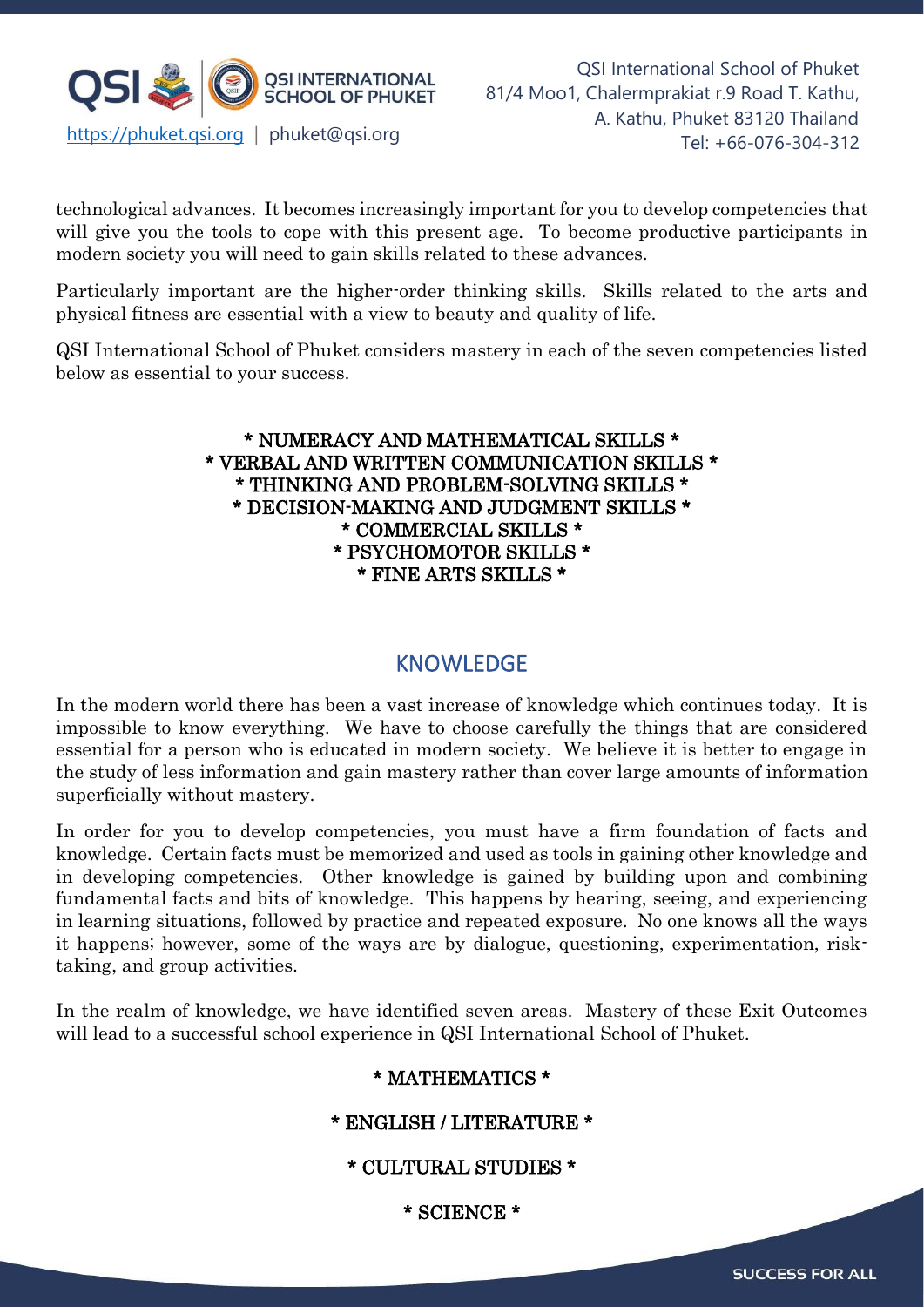technological advances. It becomes increasingly important for you to develop competencies that will give you the tools to cope with this present age. To become productive participants in modern society you will need to gain skills related to these advances.

Particularly important are the higher-order thinking skills. Skills related to the arts and physical fitness are essential with a view to beauty and quality of life.

QSI International School of Phuket considers mastery in each of the seven competencies listed below as essential to your success.

* NUMERACY AND MATHEMATICAL SKILLS *
* VERBAL AND WRITTEN COMMUNICATION SKILLS *
* THINKING AND PROBLEM-SOLVING SKILLS *
* DECISION-MAKING AND JUDGMENT SKILLS *
* COMMERCIAL SKILLS *
* PSYCHOMOTOR SKILLS *
* FINE ARTS SKILLS *

## KNOWLEDGE

In the modern world there has been a vast increase of knowledge which continues today. It is impossible to know everything. We have to choose carefully the things that are considered essential for a person who is educated in modern society. We believe it is better to engage in the study of less information and gain mastery rather than cover large amounts of information superficially without mastery.

In order for you to develop competencies, you must have a firm foundation of facts and knowledge. Certain facts must be memorized and used as tools in gaining other knowledge and in developing competencies. Other knowledge is gained by building upon and combining fundamental facts and bits of knowledge. This happens by hearing, seeing, and experiencing in learning situations, followed by practice and repeated exposure. No one knows all the ways it happens; however, some of the ways are by dialogue, questioning, experimentation, risk-taking, and group activities.

In the realm of knowledge, we have identified seven areas. Mastery of these Exit Outcomes will lead to a successful school experience in QSI International School of Phuket.

* MATHEMATICS *

* ENGLISH / LITERATURE *

* CULTURAL STUDIES *

* SCIENCE *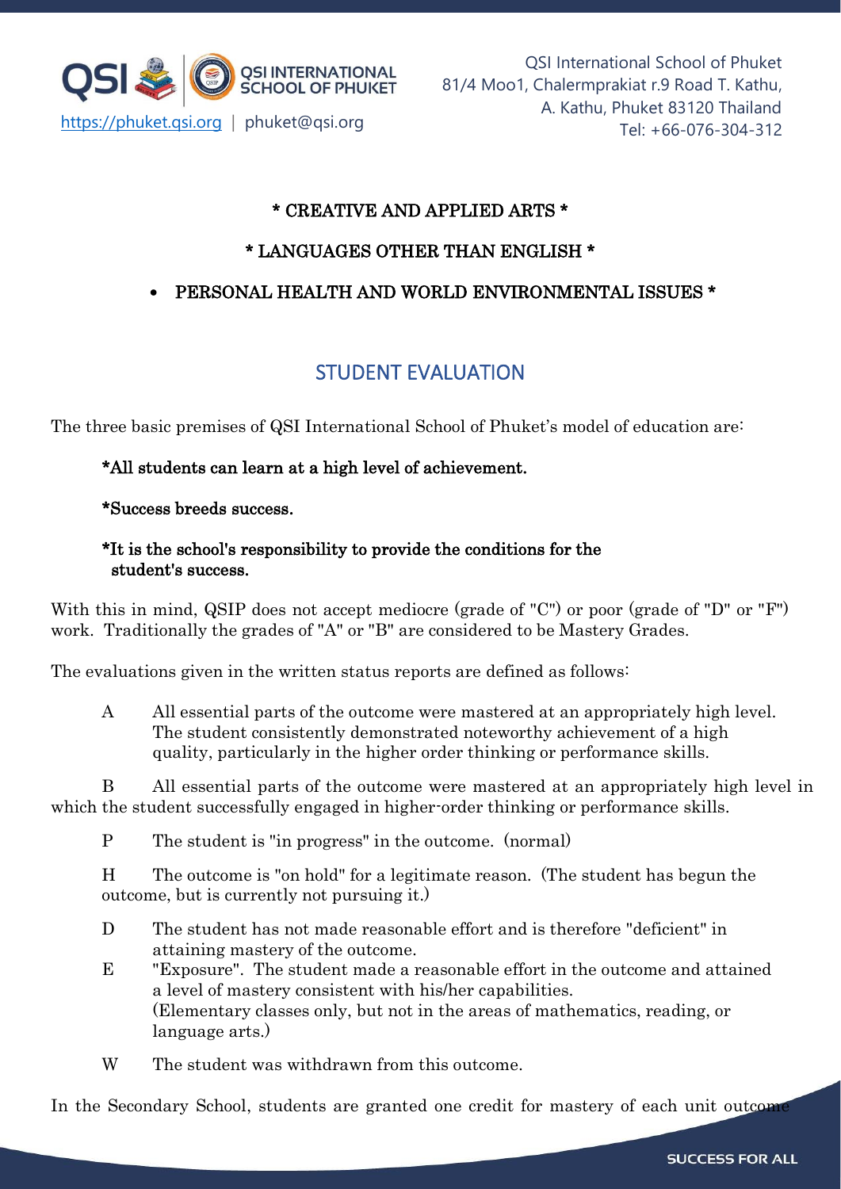\* CREATIVE AND APPLIED ARTS \*

\* LANGUAGES OTHER THAN ENGLISH \*

- PERSONAL HEALTH AND WORLD ENVIRONMENTAL ISSUES \*

## STUDENT EVALUATION

The three basic premises of QSI International School of Phuket's model of education are:

**\*All students can learn at a high level of achievement.**

**\*Success breeds success.**

**\*It is the school's responsibility to provide the conditions for the student's success.**

With this in mind, QSIP does not accept mediocre (grade of "C") or poor (grade of "D" or "F") work. Traditionally the grades of "A" or "B" are considered to be Mastery Grades.

The evaluations given in the written status reports are defined as follows:

A All essential parts of the outcome were mastered at an appropriately high level. The student consistently demonstrated noteworthy achievement of a high quality, particularly in the higher order thinking or performance skills.

B All essential parts of the outcome were mastered at an appropriately high level in which the student successfully engaged in higher-order thinking or performance skills.

P The student is "in progress" in the outcome. (normal)

H The outcome is "on hold" for a legitimate reason. (The student has begun the outcome, but is currently not pursuing it.)

D The student has not made reasonable effort and is therefore "deficient" in attaining mastery of the outcome.

E "Exposure". The student made a reasonable effort in the outcome and attained a level of mastery consistent with his/her capabilities. (Elementary classes only, but not in the areas of mathematics, reading, or language arts.)

W The student was withdrawn from this outcome.

In the Secondary School, students are granted one credit for mastery of each unit outcome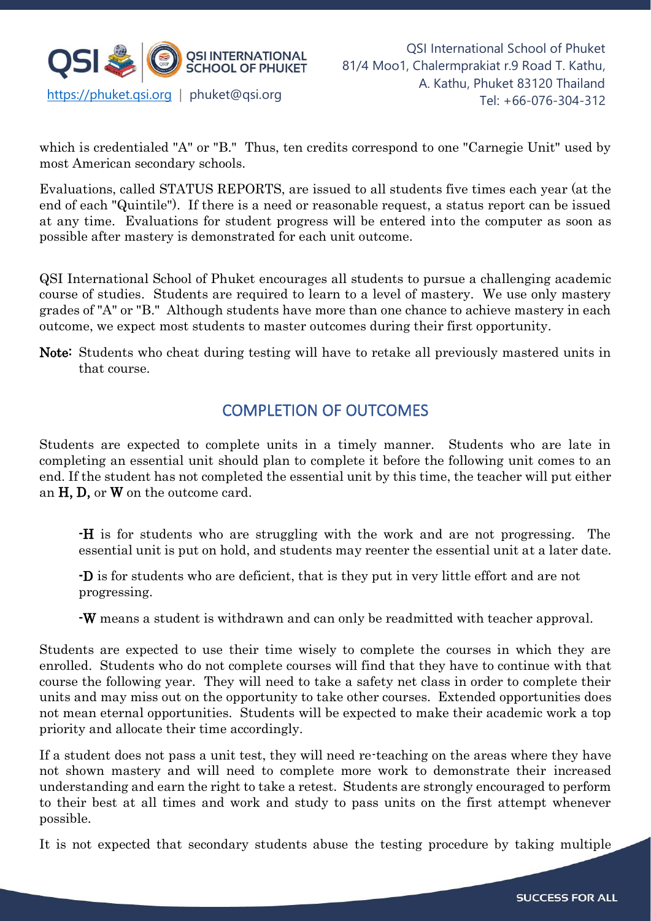which is credentialed "A" or "B." Thus, ten credits correspond to one "Carnegie Unit" used by most American secondary schools.

Evaluations, called STATUS REPORTS, are issued to all students five times each year (at the end of each "Quintile"). If there is a need or reasonable request, a status report can be issued at any time. Evaluations for student progress will be entered into the computer as soon as possible after mastery is demonstrated for each unit outcome.

QSI International School of Phuket encourages all students to pursue a challenging academic course of studies. Students are required to learn to a level of mastery. We use only mastery grades of "A" or "B." Although students have more than one chance to achieve mastery in each outcome, we expect most students to master outcomes during their first opportunity.

**Note:** Students who cheat during testing will have to retake all previously mastered units in that course.

## COMPLETION OF OUTCOMES

Students are expected to complete units in a timely manner. Students who are late in completing an essential unit should plan to complete it before the following unit comes to an end. If the student has not completed the essential unit by this time, the teacher will put either an **H, D,** or **W** on the outcome card.

-**H** is for students who are struggling with the work and are not progressing. The essential unit is put on hold, and students may reenter the essential unit at a later date.

-**D** is for students who are deficient, that is they put in very little effort and are not progressing.

-**W** means a student is withdrawn and can only be readmitted with teacher approval.

Students are expected to use their time wisely to complete the courses in which they are enrolled. Students who do not complete courses will find that they have to continue with that course the following year. They will need to take a safety net class in order to complete their units and may miss out on the opportunity to take other courses. Extended opportunities does not mean eternal opportunities. Students will be expected to make their academic work a top priority and allocate their time accordingly.

If a student does not pass a unit test, they will need re-teaching on the areas where they have not shown mastery and will need to complete more work to demonstrate their increased understanding and earn the right to take a retest. Students are strongly encouraged to perform to their best at all times and work and study to pass units on the first attempt whenever possible.

It is not expected that secondary students abuse the testing procedure by taking multiple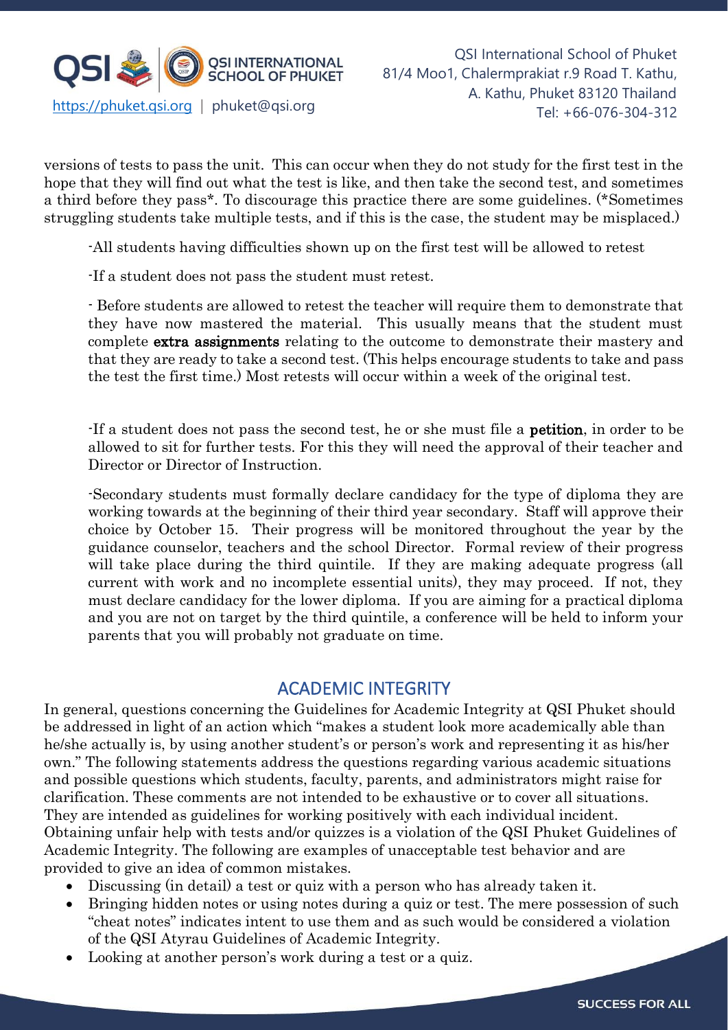versions of tests to pass the unit. This can occur when they do not study for the first test in the hope that they will find out what the test is like, and then take the second test, and sometimes a third before they pass*. To discourage this practice there are some guidelines. (*Sometimes struggling students take multiple tests, and if this is the case, the student may be misplaced.)

-All students having difficulties shown up on the first test will be allowed to retest

-If a student does not pass the student must retest.

- Before students are allowed to retest the teacher will require them to demonstrate that they have now mastered the material. This usually means that the student must complete **extra assignments** relating to the outcome to demonstrate their mastery and that they are ready to take a second test. (This helps encourage students to take and pass the test the first time.) Most retests will occur within a week of the original test.

-If a student does not pass the second test, he or she must file a **petition**, in order to be allowed to sit for further tests. For this they will need the approval of their teacher and Director or Director of Instruction.

-Secondary students must formally declare candidacy for the type of diploma they are working towards at the beginning of their third year secondary. Staff will approve their choice by October 15. Their progress will be monitored throughout the year by the guidance counselor, teachers and the school Director. Formal review of their progress will take place during the third quintile. If they are making adequate progress (all current with work and no incomplete essential units), they may proceed. If not, they must declare candidacy for the lower diploma. If you are aiming for a practical diploma and you are not on target by the third quintile, a conference will be held to inform your parents that you will probably not graduate on time.

## ACADEMIC INTEGRITY

In general, questions concerning the Guidelines for Academic Integrity at QSI Phuket should be addressed in light of an action which "makes a student look more academically able than he/she actually is, by using another student's or person's work and representing it as his/her own." The following statements address the questions regarding various academic situations and possible questions which students, faculty, parents, and administrators might raise for clarification. These comments are not intended to be exhaustive or to cover all situations. They are intended as guidelines for working positively with each individual incident. Obtaining unfair help with tests and/or quizzes is a violation of the QSI Phuket Guidelines of Academic Integrity. The following are examples of unacceptable test behavior and are provided to give an idea of common mistakes.

- Discussing (in detail) a test or quiz with a person who has already taken it.
- Bringing hidden notes or using notes during a quiz or test. The mere possession of such "cheat notes" indicates intent to use them and as such would be considered a violation of the QSI Atyrau Guidelines of Academic Integrity.
- Looking at another person's work during a test or a quiz.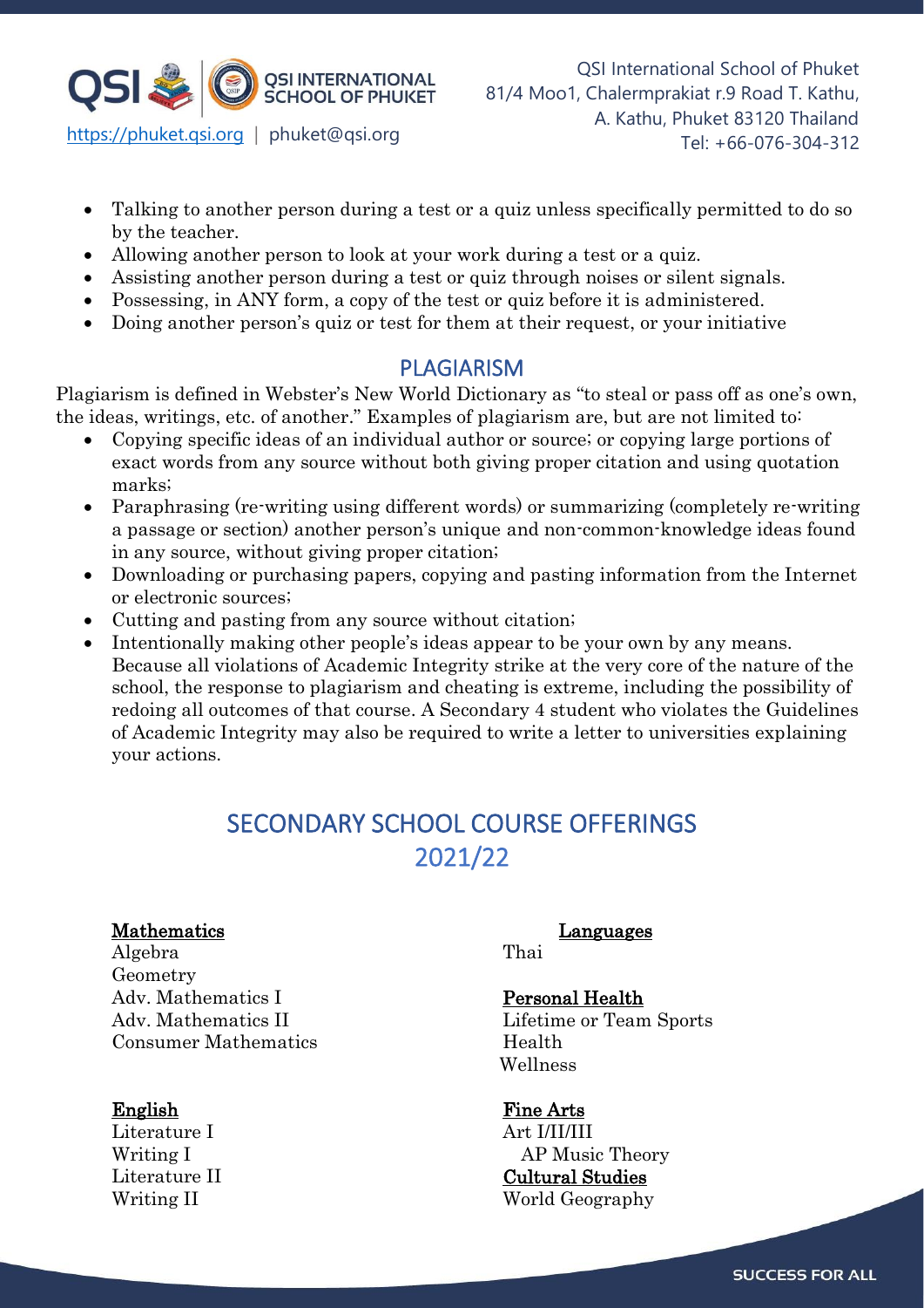- Talking to another person during a test or a quiz unless specifically permitted to do so by the teacher.
- Allowing another person to look at your work during a test or a quiz.
- Assisting another person during a test or quiz through noises or silent signals.
- Possessing, in ANY form, a copy of the test or quiz before it is administered.
- Doing another person's quiz or test for them at their request, or your initiative

## PLAGIARISM

Plagiarism is defined in Webster's New World Dictionary as "to steal or pass off as one's own, the ideas, writings, etc. of another." Examples of plagiarism are, but are not limited to:

- Copying specific ideas of an individual author or source; or copying large portions of exact words from any source without both giving proper citation and using quotation marks;
- Paraphrasing (re-writing using different words) or summarizing (completely re-writing a passage or section) another person's unique and non-common-knowledge ideas found in any source, without giving proper citation;
- Downloading or purchasing papers, copying and pasting information from the Internet or electronic sources;
- Cutting and pasting from any source without citation;
- Intentionally making other people's ideas appear to be your own by any means. Because all violations of Academic Integrity strike at the very core of the nature of the school, the response to plagiarism and cheating is extreme, including the possibility of redoing all outcomes of that course. A Secondary 4 student who violates the Guidelines of Academic Integrity may also be required to write a letter to universities explaining your actions.

# SECONDARY SCHOOL COURSE OFFERINGS 2021/22

**Mathematics**
Algebra
Geometry
Adv. Mathematics I
Adv. Mathematics II
Consumer Mathematics

**English**
Literature I
Writing I
Literature II
Writing II

**Languages**
Thai

**Personal Health**
Lifetime or Team Sports
Health
Wellness

**Fine Arts**
Art I/II/III
AP Music Theory

**Cultural Studies**
World Geography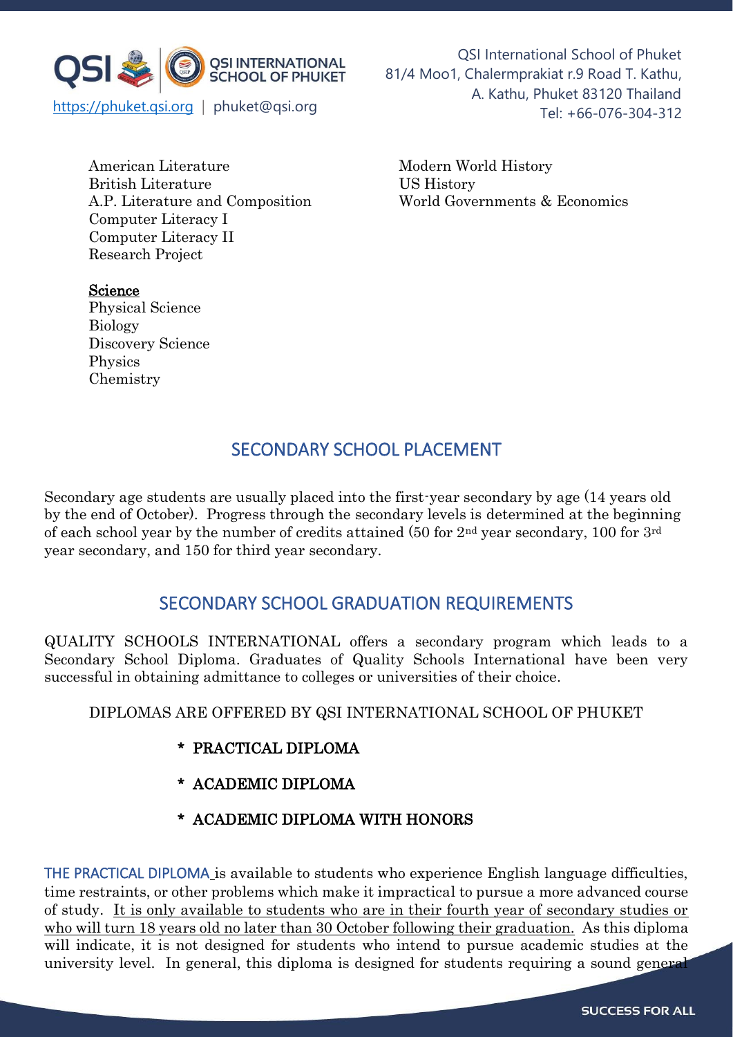American Literature
British Literature
A.P. Literature and Composition
Computer Literacy I
Computer Literacy II
Research Project

Modern World History
US History
World Governments & Economics

<u>Science</u>
Physical Science
Biology
Discovery Science
Physics
Chemistry

## SECONDARY SCHOOL PLACEMENT

Secondary age students are usually placed into the first-year secondary by age (14 years old by the end of October). Progress through the secondary levels is determined at the beginning of each school year by the number of credits attained (50 for 2nd year secondary, 100 for 3rd year secondary, and 150 for third year secondary.

## SECONDARY SCHOOL GRADUATION REQUIREMENTS

QUALITY SCHOOLS INTERNATIONAL offers a secondary program which leads to a Secondary School Diploma. Graduates of Quality Schools International have been very successful in obtaining admittance to colleges or universities of their choice.

DIPLOMAS ARE OFFERED BY QSI INTERNATIONAL SCHOOL OF PHUKET

- **PRACTICAL DIPLOMA**
- **ACADEMIC DIPLOMA**
- **ACADEMIC DIPLOMA WITH HONORS**

THE PRACTICAL DIPLOMA is available to students who experience English language difficulties, time restraints, or other problems which make it impractical to pursue a more advanced course of study. <u>It is only available to students who are in their fourth year of secondary studies or who will turn 18 years old no later than 30 October following their graduation.</u> As this diploma will indicate, it is not designed for students who intend to pursue academic studies at the university level. In general, this diploma is designed for students requiring a sound general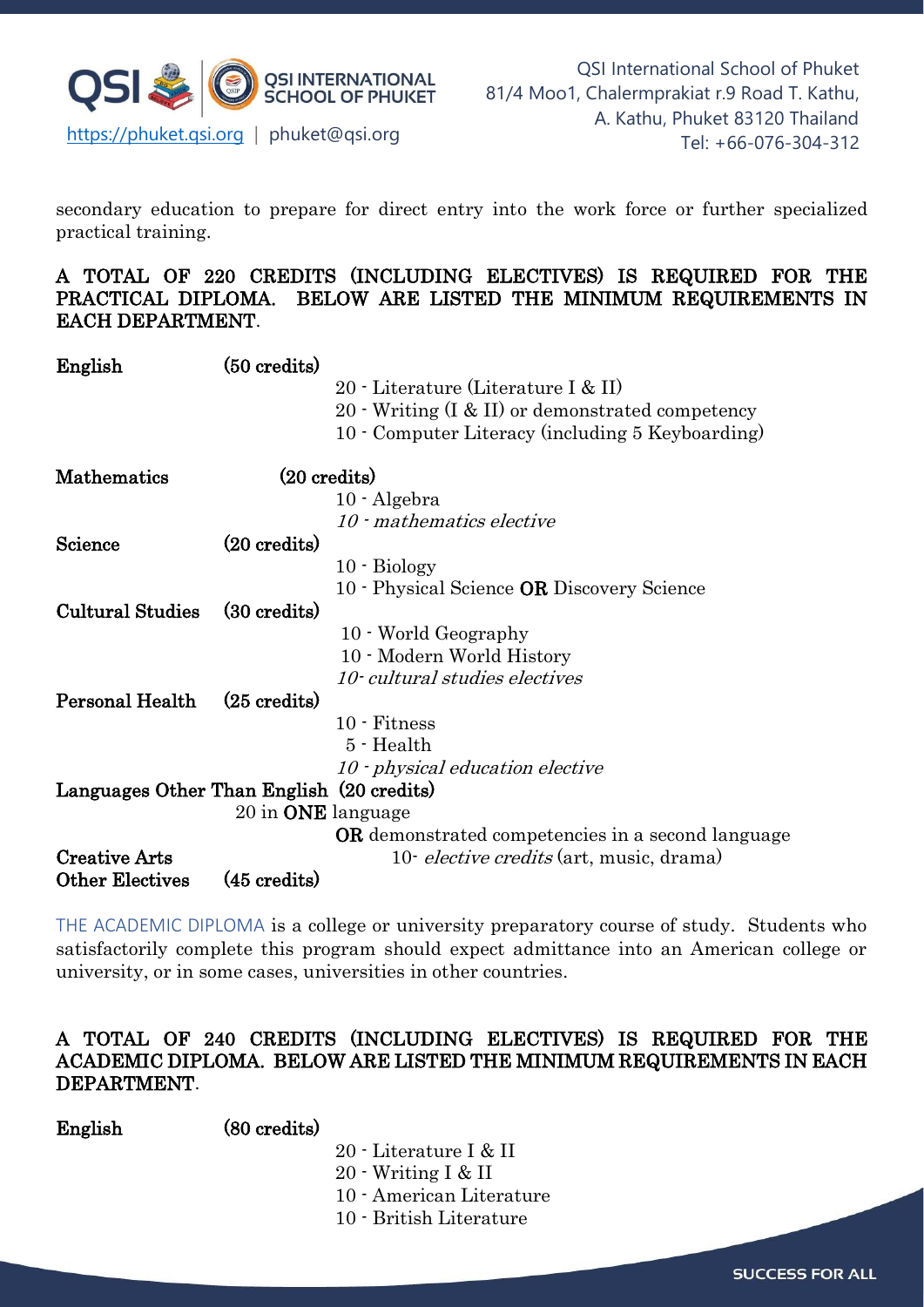secondary education to prepare for direct entry into the work force or further specialized practical training.

**A TOTAL OF 220 CREDITS (INCLUDING ELECTIVES) IS REQUIRED FOR THE PRACTICAL DIPLOMA. BELOW ARE LISTED THE MINIMUM REQUIREMENTS IN EACH DEPARTMENT**.

**English** (50 credits)
- 20 - Literature (Literature I & II)
- 20 - Writing (I & II) or demonstrated competency
- 10 - Computer Literacy (including 5 Keyboarding)

**Mathematics** (20 credits)
- 10 - Algebra
- *10 - mathematics elective*

**Science** (20 credits)
- 10 - Biology
- 10 - Physical Science **OR** Discovery Science

**Cultural Studies** (30 credits)
- 10 - World Geography
- 10 - Modern World History
- *10- cultural studies electives*

**Personal Health** (25 credits)
- 10 - Fitness
- 5 - Health
- *10 - physical education elective*

**Languages Other Than English** (20 credits)
- 20 in **ONE** language
- **OR** demonstrated competencies in a second language

**Creative Arts** 10- *elective credits* (art, music, drama)

**Other Electives** (45 credits)

THE ACADEMIC DIPLOMA is a college or university preparatory course of study. Students who satisfactorily complete this program should expect admittance into an American college or university, or in some cases, universities in other countries.

**A TOTAL OF 240 CREDITS (INCLUDING ELECTIVES) IS REQUIRED FOR THE ACADEMIC DIPLOMA. BELOW ARE LISTED THE MINIMUM REQUIREMENTS IN EACH DEPARTMENT**.

**English** (80 credits)
- 20 - Literature I & II
- 20 - Writing I & II
- 10 - American Literature
- 10 - British Literature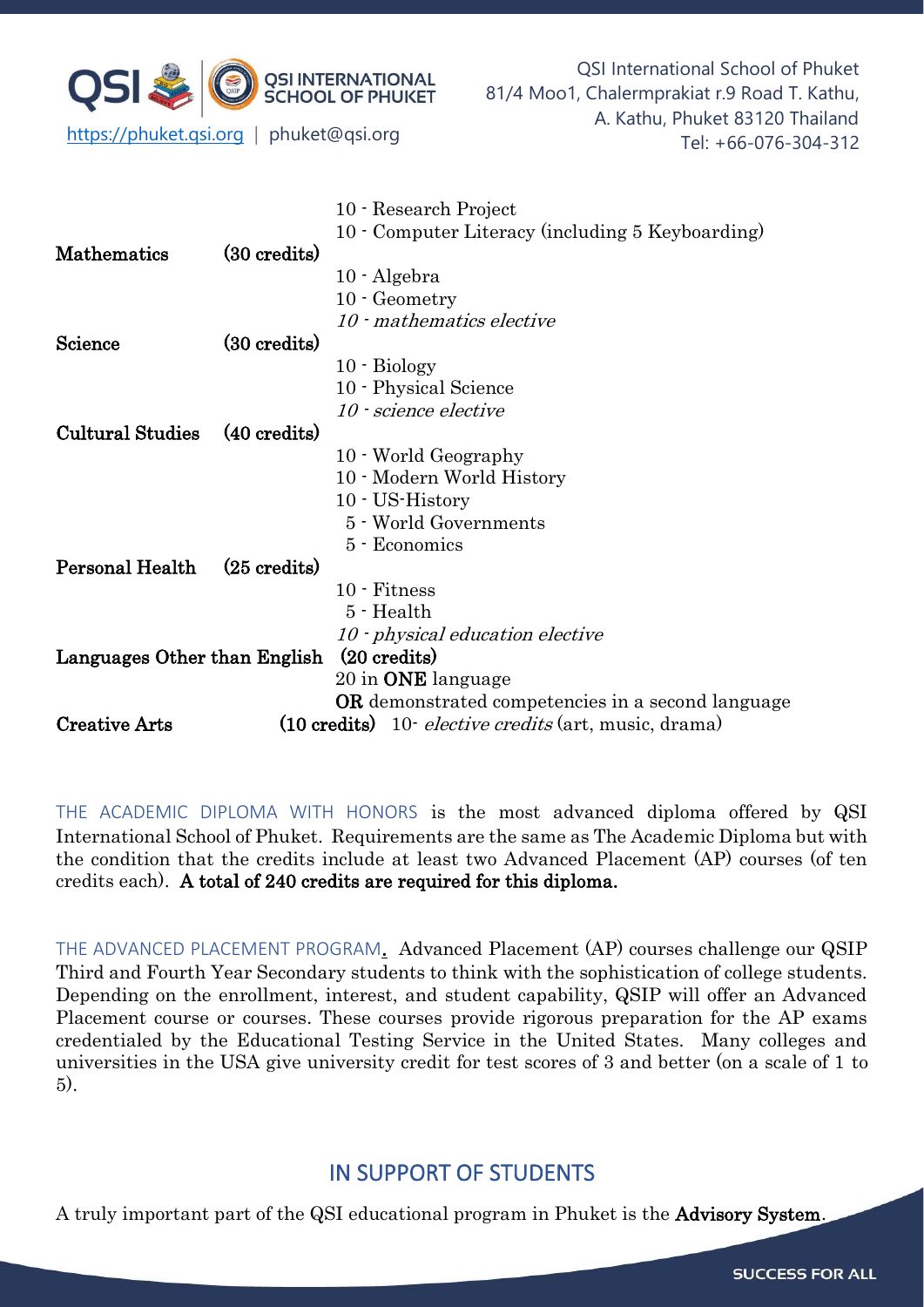10 - Research Project
10 - Computer Literacy (including 5 Keyboarding)

**Mathematics** **(30 credits)**
10 - Algebra
10 - Geometry
*10 - mathematics elective*

**Science** **(30 credits)**
10 - Biology
10 - Physical Science
*10 - science elective*

**Cultural Studies** **(40 credits)**
10 - World Geography
10 - Modern World History
10 - US-History
5 - World Governments
5 - Economics

**Personal Health** **(25 credits)**
10 - Fitness
5 - Health
*10 - physical education elective*

**Languages Other than English** **(20 credits)**
20 in **ONE** language
**OR** demonstrated competencies in a second language

**Creative Arts** **(10 credits)** 10- *elective credits* (art, music, drama)

THE ACADEMIC DIPLOMA WITH HONORS is the most advanced diploma offered by QSI International School of Phuket. Requirements are the same as The Academic Diploma but with the condition that the credits include at least two Advanced Placement (AP) courses (of ten credits each). **A total of 240 credits are required for this diploma.**

THE ADVANCED PLACEMENT PROGRAM. Advanced Placement (AP) courses challenge our QSIP Third and Fourth Year Secondary students to think with the sophistication of college students. Depending on the enrollment, interest, and student capability, QSIP will offer an Advanced Placement course or courses. These courses provide rigorous preparation for the AP exams credentialed by the Educational Testing Service in the United States. Many colleges and universities in the USA give university credit for test scores of 3 and better (on a scale of 1 to 5).

## IN SUPPORT OF STUDENTS

A truly important part of the QSI educational program in Phuket is the **Advisory System**.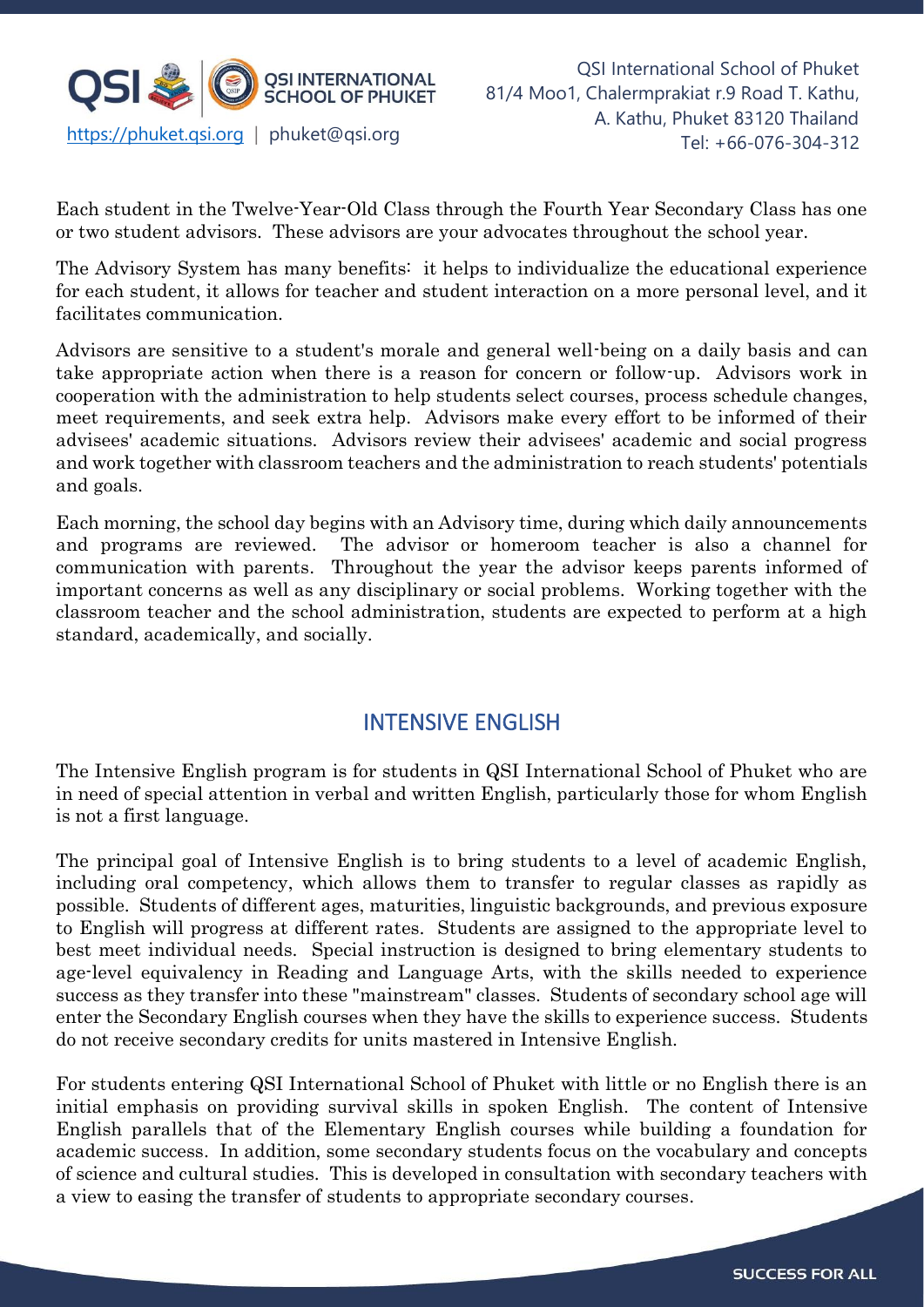Each student in the Twelve-Year-Old Class through the Fourth Year Secondary Class has one or two student advisors. These advisors are your advocates throughout the school year.

The Advisory System has many benefits: it helps to individualize the educational experience for each student, it allows for teacher and student interaction on a more personal level, and it facilitates communication.

Advisors are sensitive to a student's morale and general well-being on a daily basis and can take appropriate action when there is a reason for concern or follow-up. Advisors work in cooperation with the administration to help students select courses, process schedule changes, meet requirements, and seek extra help. Advisors make every effort to be informed of their advisees' academic situations. Advisors review their advisees' academic and social progress and work together with classroom teachers and the administration to reach students' potentials and goals.

Each morning, the school day begins with an Advisory time, during which daily announcements and programs are reviewed. The advisor or homeroom teacher is also a channel for communication with parents. Throughout the year the advisor keeps parents informed of important concerns as well as any disciplinary or social problems. Working together with the classroom teacher and the school administration, students are expected to perform at a high standard, academically, and socially.

## INTENSIVE ENGLISH

The Intensive English program is for students in QSI International School of Phuket who are in need of special attention in verbal and written English, particularly those for whom English is not a first language.

The principal goal of Intensive English is to bring students to a level of academic English, including oral competency, which allows them to transfer to regular classes as rapidly as possible. Students of different ages, maturities, linguistic backgrounds, and previous exposure to English will progress at different rates. Students are assigned to the appropriate level to best meet individual needs. Special instruction is designed to bring elementary students to age-level equivalency in Reading and Language Arts, with the skills needed to experience success as they transfer into these "mainstream" classes. Students of secondary school age will enter the Secondary English courses when they have the skills to experience success. Students do not receive secondary credits for units mastered in Intensive English.

For students entering QSI International School of Phuket with little or no English there is an initial emphasis on providing survival skills in spoken English. The content of Intensive English parallels that of the Elementary English courses while building a foundation for academic success. In addition, some secondary students focus on the vocabulary and concepts of science and cultural studies. This is developed in consultation with secondary teachers with a view to easing the transfer of students to appropriate secondary courses.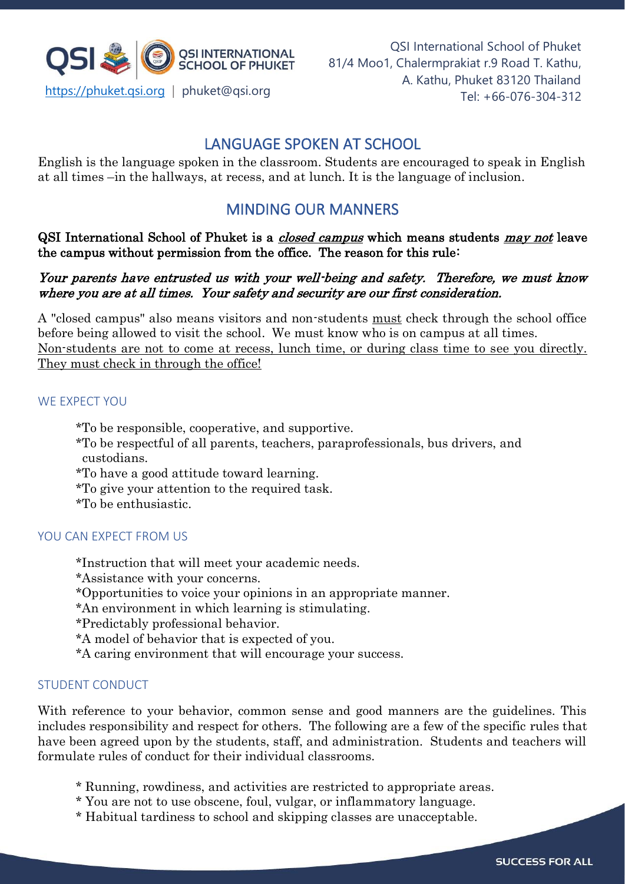## LANGUAGE SPOKEN AT SCHOOL

English is the language spoken in the classroom. Students are encouraged to speak in English at all times –in the hallways, at recess, and at lunch. It is the language of inclusion.

## MINDING OUR MANNERS

**QSI International School of Phuket is a *closed campus* which means students *may not* leave the campus without permission from the office. The reason for this rule:**

***Your parents have entrusted us with your well-being and safety. Therefore, we must know where you are at all times. Your safety and security are our first consideration.***

A "closed campus" also means visitors and non-students must check through the school office before being allowed to visit the school. We must know who is on campus at all times. Non-students are not to come at recess, lunch time, or during class time to see you directly. They must check in through the office!

### WE EXPECT YOU

*To be responsible, cooperative, and supportive.
*To be respectful of all parents, teachers, paraprofessionals, bus drivers, and custodians.
*To have a good attitude toward learning.
*To give your attention to the required task.
*To be enthusiastic.

### YOU CAN EXPECT FROM US

*Instruction that will meet your academic needs.
*Assistance with your concerns.
*Opportunities to voice your opinions in an appropriate manner.
*An environment in which learning is stimulating.
*Predictably professional behavior.
*A model of behavior that is expected of you.
*A caring environment that will encourage your success.

### STUDENT CONDUCT

With reference to your behavior, common sense and good manners are the guidelines. This includes responsibility and respect for others. The following are a few of the specific rules that have been agreed upon by the students, staff, and administration. Students and teachers will formulate rules of conduct for their individual classrooms.

* Running, rowdiness, and activities are restricted to appropriate areas.
* You are not to use obscene, foul, vulgar, or inflammatory language.
* Habitual tardiness to school and skipping classes are unacceptable.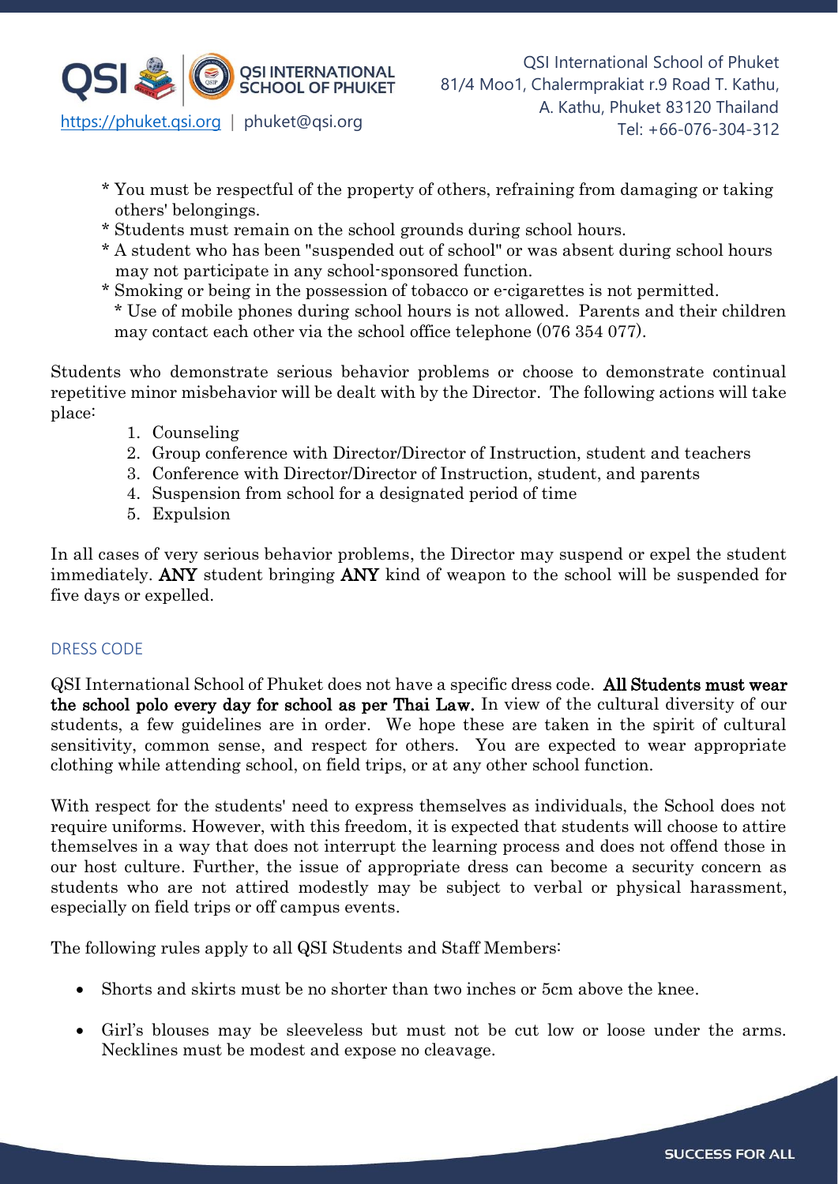* You must be respectful of the property of others, refraining from damaging or taking others' belongings.
* Students must remain on the school grounds during school hours.
* A student who has been "suspended out of school" or was absent during school hours may not participate in any school-sponsored function.
* Smoking or being in the possession of tobacco or e-cigarettes is not permitted.
* Use of mobile phones during school hours is not allowed. Parents and their children may contact each other via the school office telephone (076 354 077).

Students who demonstrate serious behavior problems or choose to demonstrate continual repetitive minor misbehavior will be dealt with by the Director. The following actions will take place:

1. Counseling
2. Group conference with Director/Director of Instruction, student and teachers
3. Conference with Director/Director of Instruction, student, and parents
4. Suspension from school for a designated period of time
5. Expulsion

In all cases of very serious behavior problems, the Director may suspend or expel the student immediately. **ANY** student bringing **ANY** kind of weapon to the school will be suspended for five days or expelled.

## DRESS CODE

QSI International School of Phuket does not have a specific dress code. **All Students must wear the school polo every day for school as per Thai Law.** In view of the cultural diversity of our students, a few guidelines are in order. We hope these are taken in the spirit of cultural sensitivity, common sense, and respect for others. You are expected to wear appropriate clothing while attending school, on field trips, or at any other school function.

With respect for the students' need to express themselves as individuals, the School does not require uniforms. However, with this freedom, it is expected that students will choose to attire themselves in a way that does not interrupt the learning process and does not offend those in our host culture. Further, the issue of appropriate dress can become a security concern as students who are not attired modestly may be subject to verbal or physical harassment, especially on field trips or off campus events.

The following rules apply to all QSI Students and Staff Members:

- Shorts and skirts must be no shorter than two inches or 5cm above the knee.
- Girl's blouses may be sleeveless but must not be cut low or loose under the arms. Necklines must be modest and expose no cleavage.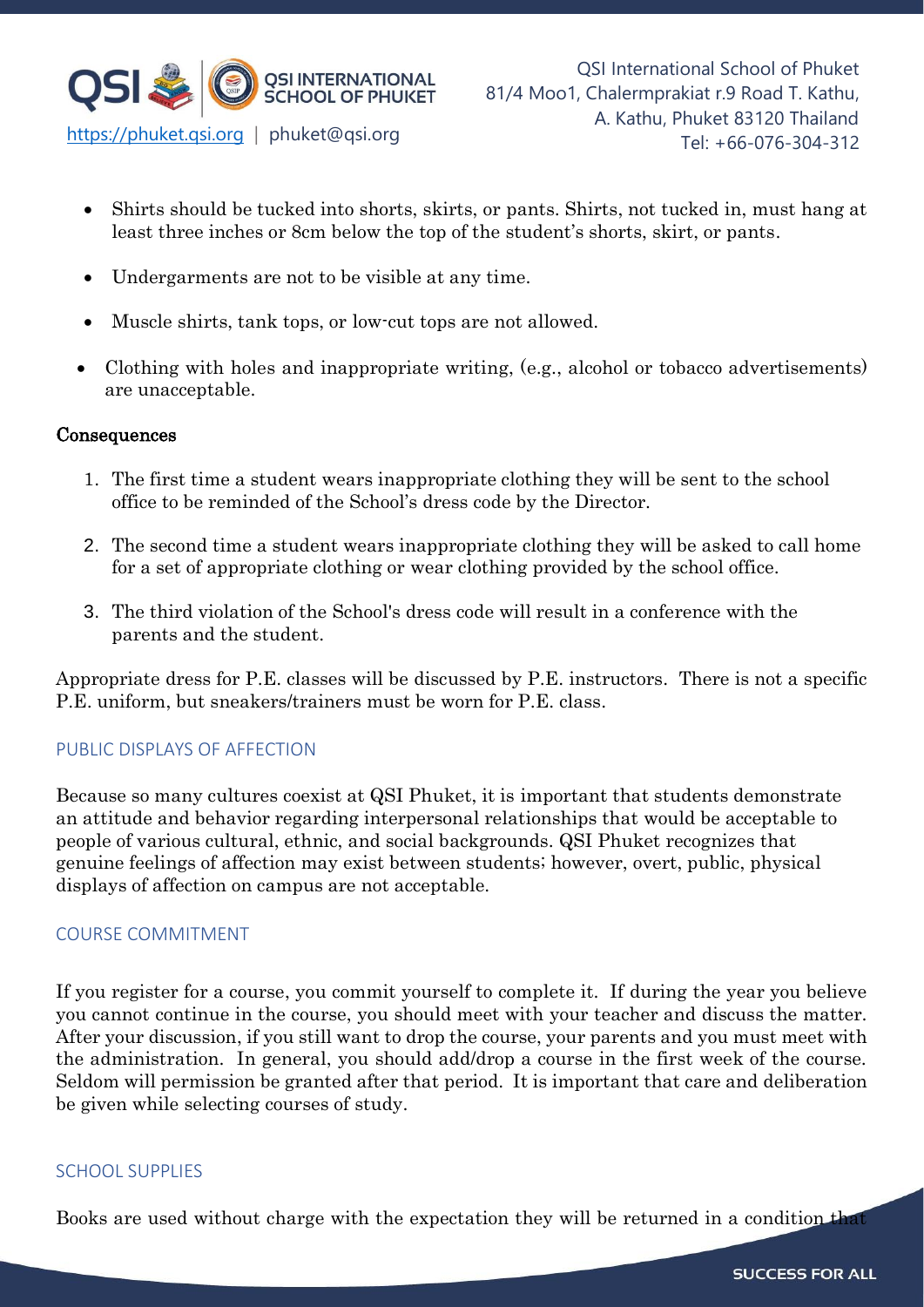- Shirts should be tucked into shorts, skirts, or pants. Shirts, not tucked in, must hang at least three inches or 8cm below the top of the student's shorts, skirt, or pants.
- Undergarments are not to be visible at any time.
- Muscle shirts, tank tops, or low-cut tops are not allowed.
- Clothing with holes and inappropriate writing, (e.g., alcohol or tobacco advertisements) are unacceptable.

**Consequences**

1. The first time a student wears inappropriate clothing they will be sent to the school office to be reminded of the School's dress code by the Director.
2. The second time a student wears inappropriate clothing they will be asked to call home for a set of appropriate clothing or wear clothing provided by the school office.
3. The third violation of the School's dress code will result in a conference with the parents and the student.

Appropriate dress for P.E. classes will be discussed by P.E. instructors. There is not a specific P.E. uniform, but sneakers/trainers must be worn for P.E. class.

## PUBLIC DISPLAYS OF AFFECTION

Because so many cultures coexist at QSI Phuket, it is important that students demonstrate an attitude and behavior regarding interpersonal relationships that would be acceptable to people of various cultural, ethnic, and social backgrounds. QSI Phuket recognizes that genuine feelings of affection may exist between students; however, overt, public, physical displays of affection on campus are not acceptable.

## COURSE COMMITMENT

If you register for a course, you commit yourself to complete it. If during the year you believe you cannot continue in the course, you should meet with your teacher and discuss the matter. After your discussion, if you still want to drop the course, your parents and you must meet with the administration. In general, you should add/drop a course in the first week of the course. Seldom will permission be granted after that period. It is important that care and deliberation be given while selecting courses of study.

## SCHOOL SUPPLIES

Books are used without charge with the expectation they will be returned in a condition that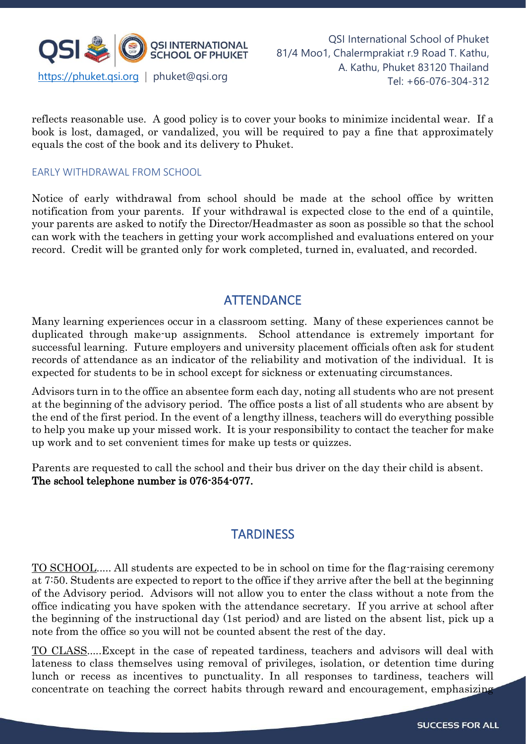reflects reasonable use. A good policy is to cover your books to minimize incidental wear. If a book is lost, damaged, or vandalized, you will be required to pay a fine that approximately equals the cost of the book and its delivery to Phuket.

### EARLY WITHDRAWAL FROM SCHOOL

Notice of early withdrawal from school should be made at the school office by written notification from your parents. If your withdrawal is expected close to the end of a quintile, your parents are asked to notify the Director/Headmaster as soon as possible so that the school can work with the teachers in getting your work accomplished and evaluations entered on your record. Credit will be granted only for work completed, turned in, evaluated, and recorded.

## ATTENDANCE

Many learning experiences occur in a classroom setting. Many of these experiences cannot be duplicated through make-up assignments. School attendance is extremely important for successful learning. Future employers and university placement officials often ask for student records of attendance as an indicator of the reliability and motivation of the individual. It is expected for students to be in school except for sickness or extenuating circumstances.

Advisors turn in to the office an absentee form each day, noting all students who are not present at the beginning of the advisory period. The office posts a list of all students who are absent by the end of the first period. In the event of a lengthy illness, teachers will do everything possible to help you make up your missed work. It is your responsibility to contact the teacher for make up work and to set convenient times for make up tests or quizzes.

Parents are requested to call the school and their bus driver on the day their child is absent. **The school telephone number is 076-354-077.**

## TARDINESS

TO SCHOOL..... All students are expected to be in school on time for the flag-raising ceremony at 7:50. Students are expected to report to the office if they arrive after the bell at the beginning of the Advisory period. Advisors will not allow you to enter the class without a note from the office indicating you have spoken with the attendance secretary. If you arrive at school after the beginning of the instructional day (1st period) and are listed on the absent list, pick up a note from the office so you will not be counted absent the rest of the day.

TO CLASS.....Except in the case of repeated tardiness, teachers and advisors will deal with lateness to class themselves using removal of privileges, isolation, or detention time during lunch or recess as incentives to punctuality. In all responses to tardiness, teachers will concentrate on teaching the correct habits through reward and encouragement, emphasizing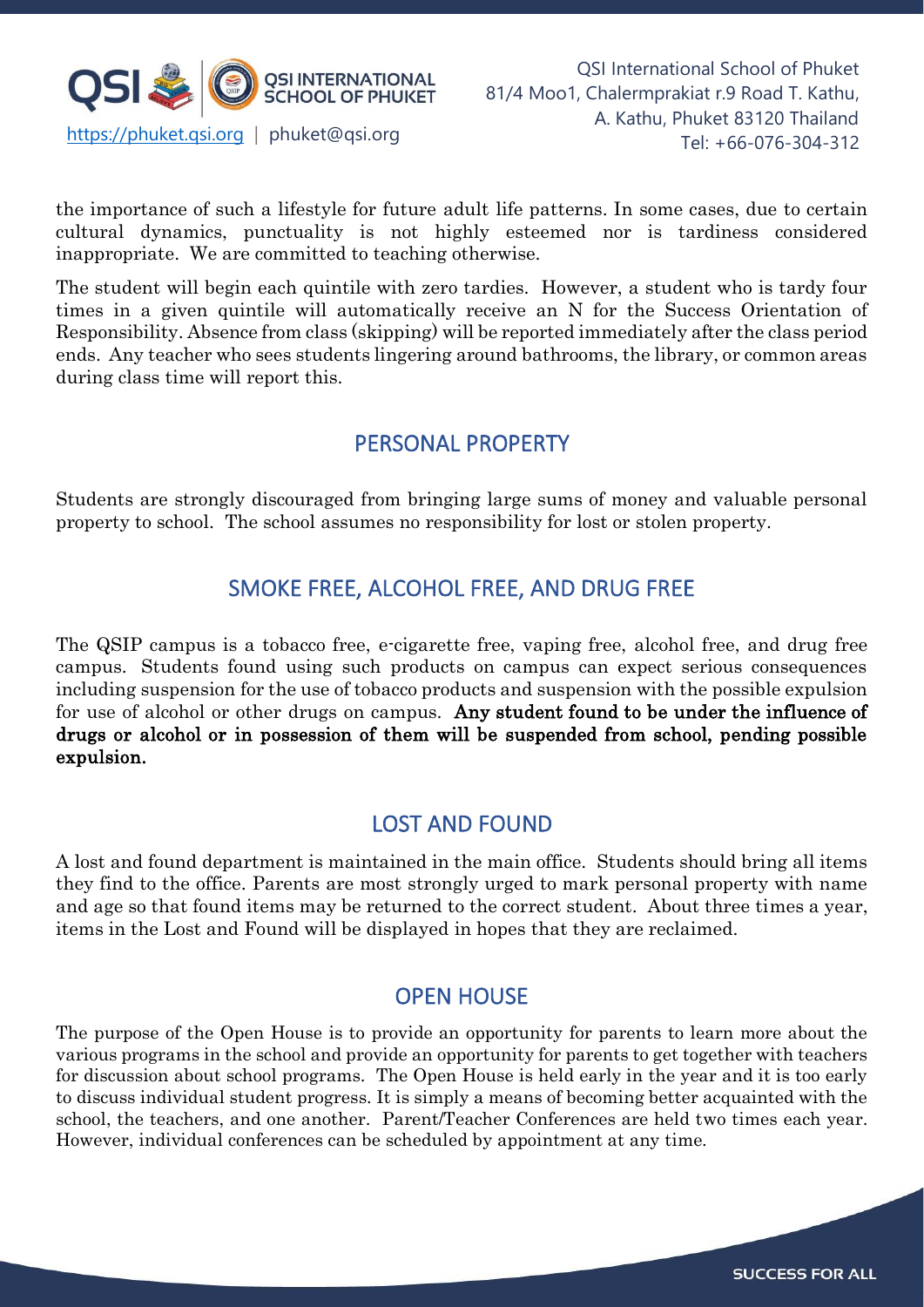the importance of such a lifestyle for future adult life patterns. In some cases, due to certain cultural dynamics, punctuality is not highly esteemed nor is tardiness considered inappropriate. We are committed to teaching otherwise.

The student will begin each quintile with zero tardies. However, a student who is tardy four times in a given quintile will automatically receive an N for the Success Orientation of Responsibility. Absence from class (skipping) will be reported immediately after the class period ends. Any teacher who sees students lingering around bathrooms, the library, or common areas during class time will report this.

## PERSONAL PROPERTY

Students are strongly discouraged from bringing large sums of money and valuable personal property to school. The school assumes no responsibility for lost or stolen property.

## SMOKE FREE, ALCOHOL FREE, AND DRUG FREE

The QSIP campus is a tobacco free, e-cigarette free, vaping free, alcohol free, and drug free campus. Students found using such products on campus can expect serious consequences including suspension for the use of tobacco products and suspension with the possible expulsion for use of alcohol or other drugs on campus. **Any student found to be under the influence of drugs or alcohol or in possession of them will be suspended from school, pending possible expulsion.**

## LOST AND FOUND

A lost and found department is maintained in the main office. Students should bring all items they find to the office. Parents are most strongly urged to mark personal property with name and age so that found items may be returned to the correct student. About three times a year, items in the Lost and Found will be displayed in hopes that they are reclaimed.

## OPEN HOUSE

The purpose of the Open House is to provide an opportunity for parents to learn more about the various programs in the school and provide an opportunity for parents to get together with teachers for discussion about school programs. The Open House is held early in the year and it is too early to discuss individual student progress. It is simply a means of becoming better acquainted with the school, the teachers, and one another. Parent/Teacher Conferences are held two times each year. However, individual conferences can be scheduled by appointment at any time.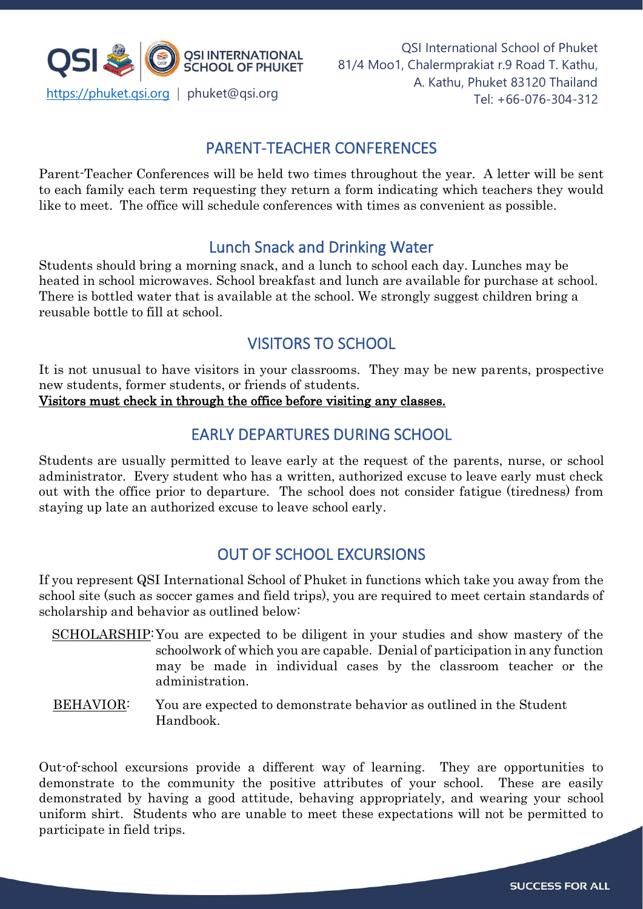## PARENT-TEACHER CONFERENCES

Parent-Teacher Conferences will be held two times throughout the year. A letter will be sent to each family each term requesting they return a form indicating which teachers they would like to meet. The office will schedule conferences with times as convenient as possible.

## Lunch Snack and Drinking Water

Students should bring a morning snack, and a lunch to school each day. Lunches may be heated in school microwaves. School breakfast and lunch are available for purchase at school. There is bottled water that is available at the school. We strongly suggest children bring a reusable bottle to fill at school.

## VISITORS TO SCHOOL

It is not unusual to have visitors in your classrooms. They may be new parents, prospective new students, former students, or friends of students.

**Visitors must check in through the office before visiting any classes.**

## EARLY DEPARTURES DURING SCHOOL

Students are usually permitted to leave early at the request of the parents, nurse, or school administrator. Every student who has a written, authorized excuse to leave early must check out with the office prior to departure. The school does not consider fatigue (tiredness) from staying up late an authorized excuse to leave school early.

## OUT OF SCHOOL EXCURSIONS

If you represent QSI International School of Phuket in functions which take you away from the school site (such as soccer games and field trips), you are required to meet certain standards of scholarship and behavior as outlined below:

SCHOLARSHIP: You are expected to be diligent in your studies and show mastery of the schoolwork of which you are capable. Denial of participation in any function may be made in individual cases by the classroom teacher or the administration.

BEHAVIOR: You are expected to demonstrate behavior as outlined in the Student Handbook.

Out-of-school excursions provide a different way of learning. They are opportunities to demonstrate to the community the positive attributes of your school. These are easily demonstrated by having a good attitude, behaving appropriately, and wearing your school uniform shirt. Students who are unable to meet these expectations will not be permitted to participate in field trips.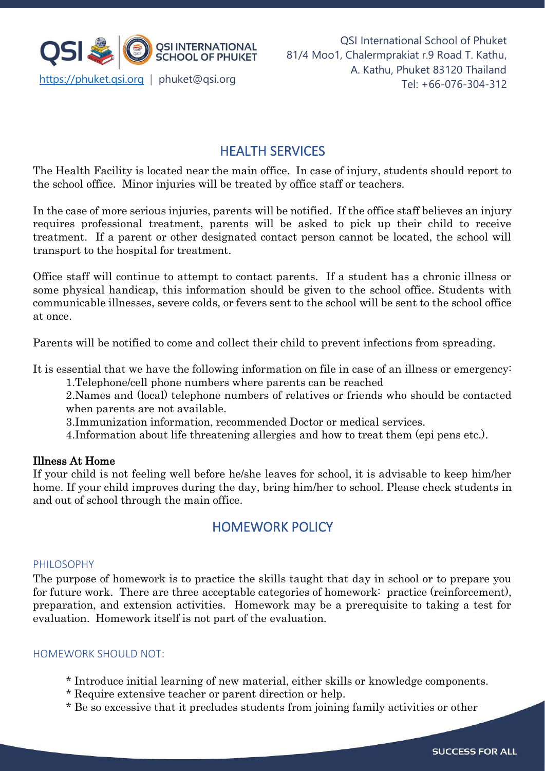## HEALTH SERVICES

The Health Facility is located near the main office. In case of injury, students should report to the school office. Minor injuries will be treated by office staff or teachers.

In the case of more serious injuries, parents will be notified. If the office staff believes an injury requires professional treatment, parents will be asked to pick up their child to receive treatment. If a parent or other designated contact person cannot be located, the school will transport to the hospital for treatment.

Office staff will continue to attempt to contact parents. If a student has a chronic illness or some physical handicap, this information should be given to the school office. Students with communicable illnesses, severe colds, or fevers sent to the school will be sent to the school office at once.

Parents will be notified to come and collect their child to prevent infections from spreading.

It is essential that we have the following information on file in case of an illness or emergency:

1. Telephone/cell phone numbers where parents can be reached
2. Names and (local) telephone numbers of relatives or friends who should be contacted when parents are not available.
3. Immunization information, recommended Doctor or medical services.
4. Information about life threatening allergies and how to treat them (epi pens etc.).

**Illness At Home**

If your child is not feeling well before he/she leaves for school, it is advisable to keep him/her home. If your child improves during the day, bring him/her to school. Please check students in and out of school through the main office.

## HOMEWORK POLICY

### PHILOSOPHY

The purpose of homework is to practice the skills taught that day in school or to prepare you for future work. There are three acceptable categories of homework: practice (reinforcement), preparation, and extension activities. Homework may be a prerequisite to taking a test for evaluation. Homework itself is not part of the evaluation.

### HOMEWORK SHOULD NOT:

* Introduce initial learning of new material, either skills or knowledge components.
* Require extensive teacher or parent direction or help.
* Be so excessive that it precludes students from joining family activities or other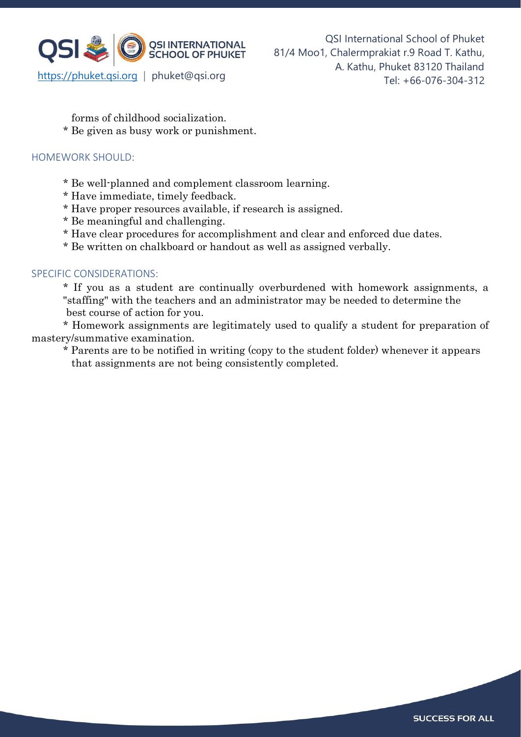forms of childhood socialization.

* Be given as busy work or punishment.

### HOMEWORK SHOULD:

* Be well-planned and complement classroom learning.
* Have immediate, timely feedback.
* Have proper resources available, if research is assigned.
* Be meaningful and challenging.
* Have clear procedures for accomplishment and clear and enforced due dates.
* Be written on chalkboard or handout as well as assigned verbally.

### SPECIFIC CONSIDERATIONS:

* If you as a student are continually overburdened with homework assignments, a "staffing" with the teachers and an administrator may be needed to determine the best course of action for you.
* Homework assignments are legitimately used to qualify a student for preparation of mastery/summative examination.
* Parents are to be notified in writing (copy to the student folder) whenever it appears that assignments are not being consistently completed.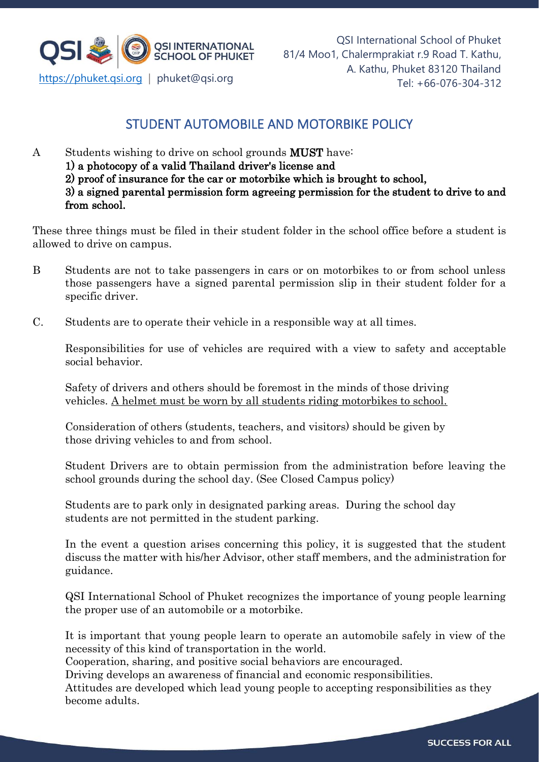## STUDENT AUTOMOBILE AND MOTORBIKE POLICY

A Students wishing to drive on school grounds **MUST** have:
**1) a photocopy of a valid Thailand driver's license and**
**2) proof of insurance for the car or motorbike which is brought to school,**
**3) a signed parental permission form agreeing permission for the student to drive to and from school.**

These three things must be filed in their student folder in the school office before a student is allowed to drive on campus.

B Students are not to take passengers in cars or on motorbikes to or from school unless those passengers have a signed parental permission slip in their student folder for a specific driver.

C. Students are to operate their vehicle in a responsible way at all times.

Responsibilities for use of vehicles are required with a view to safety and acceptable social behavior.

Safety of drivers and others should be foremost in the minds of those driving vehicles. <u>A helmet must be worn by all students riding motorbikes to school.</u>

Consideration of others (students, teachers, and visitors) should be given by those driving vehicles to and from school.

Student Drivers are to obtain permission from the administration before leaving the school grounds during the school day. (See Closed Campus policy)

Students are to park only in designated parking areas. During the school day students are not permitted in the student parking.

In the event a question arises concerning this policy, it is suggested that the student discuss the matter with his/her Advisor, other staff members, and the administration for guidance.

QSI International School of Phuket recognizes the importance of young people learning the proper use of an automobile or a motorbike.

It is important that young people learn to operate an automobile safely in view of the necessity of this kind of transportation in the world.
Cooperation, sharing, and positive social behaviors are encouraged.
Driving develops an awareness of financial and economic responsibilities.
Attitudes are developed which lead young people to accepting responsibilities as they become adults.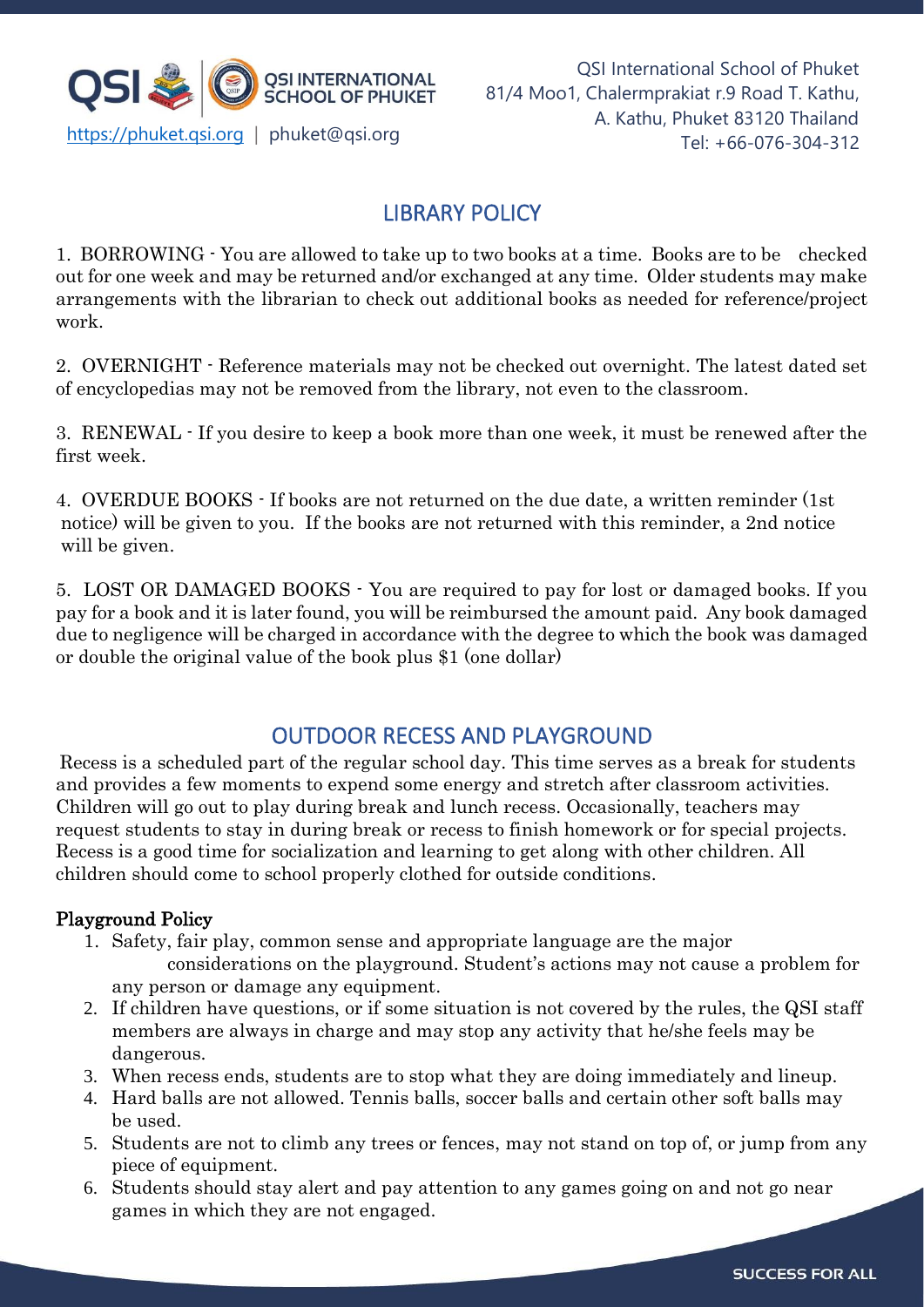## LIBRARY POLICY

1. BORROWING - You are allowed to take up to two books at a time. Books are to be checked out for one week and may be returned and/or exchanged at any time. Older students may make arrangements with the librarian to check out additional books as needed for reference/project work.

2. OVERNIGHT - Reference materials may not be checked out overnight. The latest dated set of encyclopedias may not be removed from the library, not even to the classroom.

3. RENEWAL - If you desire to keep a book more than one week, it must be renewed after the first week.

4. OVERDUE BOOKS - If books are not returned on the due date, a written reminder (1st notice) will be given to you. If the books are not returned with this reminder, a 2nd notice will be given.

5. LOST OR DAMAGED BOOKS - You are required to pay for lost or damaged books. If you pay for a book and it is later found, you will be reimbursed the amount paid. Any book damaged due to negligence will be charged in accordance with the degree to which the book was damaged or double the original value of the book plus $1 (one dollar)

## OUTDOOR RECESS AND PLAYGROUND

Recess is a scheduled part of the regular school day. This time serves as a break for students and provides a few moments to expend some energy and stretch after classroom activities. Children will go out to play during break and lunch recess. Occasionally, teachers may request students to stay in during break or recess to finish homework or for special projects. Recess is a good time for socialization and learning to get along with other children. All children should come to school properly clothed for outside conditions.

### Playground Policy

1. Safety, fair play, common sense and appropriate language are the major considerations on the playground. Student's actions may not cause a problem for any person or damage any equipment.
2. If children have questions, or if some situation is not covered by the rules, the QSI staff members are always in charge and may stop any activity that he/she feels may be dangerous.
3. When recess ends, students are to stop what they are doing immediately and lineup.
4. Hard balls are not allowed. Tennis balls, soccer balls and certain other soft balls may be used.
5. Students are not to climb any trees or fences, may not stand on top of, or jump from any piece of equipment.
6. Students should stay alert and pay attention to any games going on and not go near games in which they are not engaged.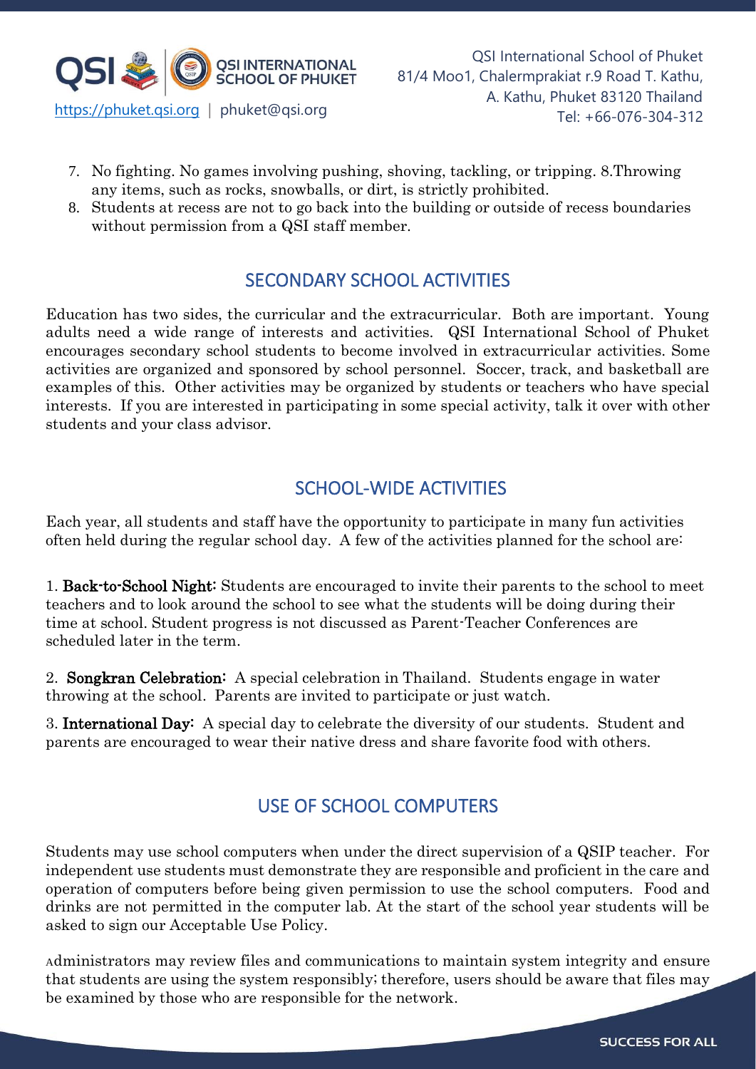7. No fighting. No games involving pushing, shoving, tackling, or tripping. 8.Throwing any items, such as rocks, snowballs, or dirt, is strictly prohibited.
8. Students at recess are not to go back into the building or outside of recess boundaries without permission from a QSI staff member.

## SECONDARY SCHOOL ACTIVITIES

Education has two sides, the curricular and the extracurricular. Both are important. Young adults need a wide range of interests and activities. QSI International School of Phuket encourages secondary school students to become involved in extracurricular activities. Some activities are organized and sponsored by school personnel. Soccer, track, and basketball are examples of this. Other activities may be organized by students or teachers who have special interests. If you are interested in participating in some special activity, talk it over with other students and your class advisor.

## SCHOOL-WIDE ACTIVITIES

Each year, all students and staff have the opportunity to participate in many fun activities often held during the regular school day. A few of the activities planned for the school are:

1. **Back-to-School Night:** Students are encouraged to invite their parents to the school to meet teachers and to look around the school to see what the students will be doing during their time at school. Student progress is not discussed as Parent-Teacher Conferences are scheduled later in the term.

2. **Songkran Celebration:** A special celebration in Thailand. Students engage in water throwing at the school. Parents are invited to participate or just watch.

3. **International Day:** A special day to celebrate the diversity of our students. Student and parents are encouraged to wear their native dress and share favorite food with others.

## USE OF SCHOOL COMPUTERS

Students may use school computers when under the direct supervision of a QSIP teacher. For independent use students must demonstrate they are responsible and proficient in the care and operation of computers before being given permission to use the school computers. Food and drinks are not permitted in the computer lab. At the start of the school year students will be asked to sign our Acceptable Use Policy.

Administrators may review files and communications to maintain system integrity and ensure that students are using the system responsibly; therefore, users should be aware that files may be examined by those who are responsible for the network.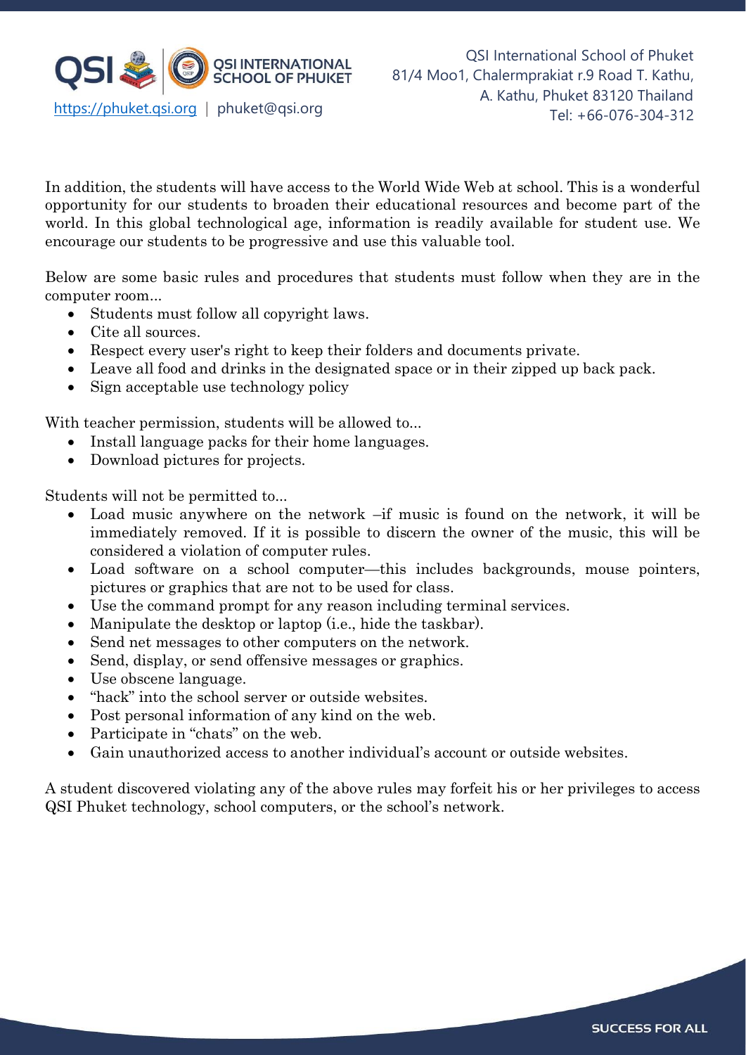In addition, the students will have access to the World Wide Web at school. This is a wonderful opportunity for our students to broaden their educational resources and become part of the world. In this global technological age, information is readily available for student use. We encourage our students to be progressive and use this valuable tool.

Below are some basic rules and procedures that students must follow when they are in the computer room...

- Students must follow all copyright laws.
- Cite all sources.
- Respect every user's right to keep their folders and documents private.
- Leave all food and drinks in the designated space or in their zipped up back pack.
- Sign acceptable use technology policy

With teacher permission, students will be allowed to...

- Install language packs for their home languages.
- Download pictures for projects.

Students will not be permitted to...

- Load music anywhere on the network –if music is found on the network, it will be immediately removed. If it is possible to discern the owner of the music, this will be considered a violation of computer rules.
- Load software on a school computer—this includes backgrounds, mouse pointers, pictures or graphics that are not to be used for class.
- Use the command prompt for any reason including terminal services.
- Manipulate the desktop or laptop (i.e., hide the taskbar).
- Send net messages to other computers on the network.
- Send, display, or send offensive messages or graphics.
- Use obscene language.
- "hack" into the school server or outside websites.
- Post personal information of any kind on the web.
- Participate in "chats" on the web.
- Gain unauthorized access to another individual's account or outside websites.

A student discovered violating any of the above rules may forfeit his or her privileges to access QSI Phuket technology, school computers, or the school's network.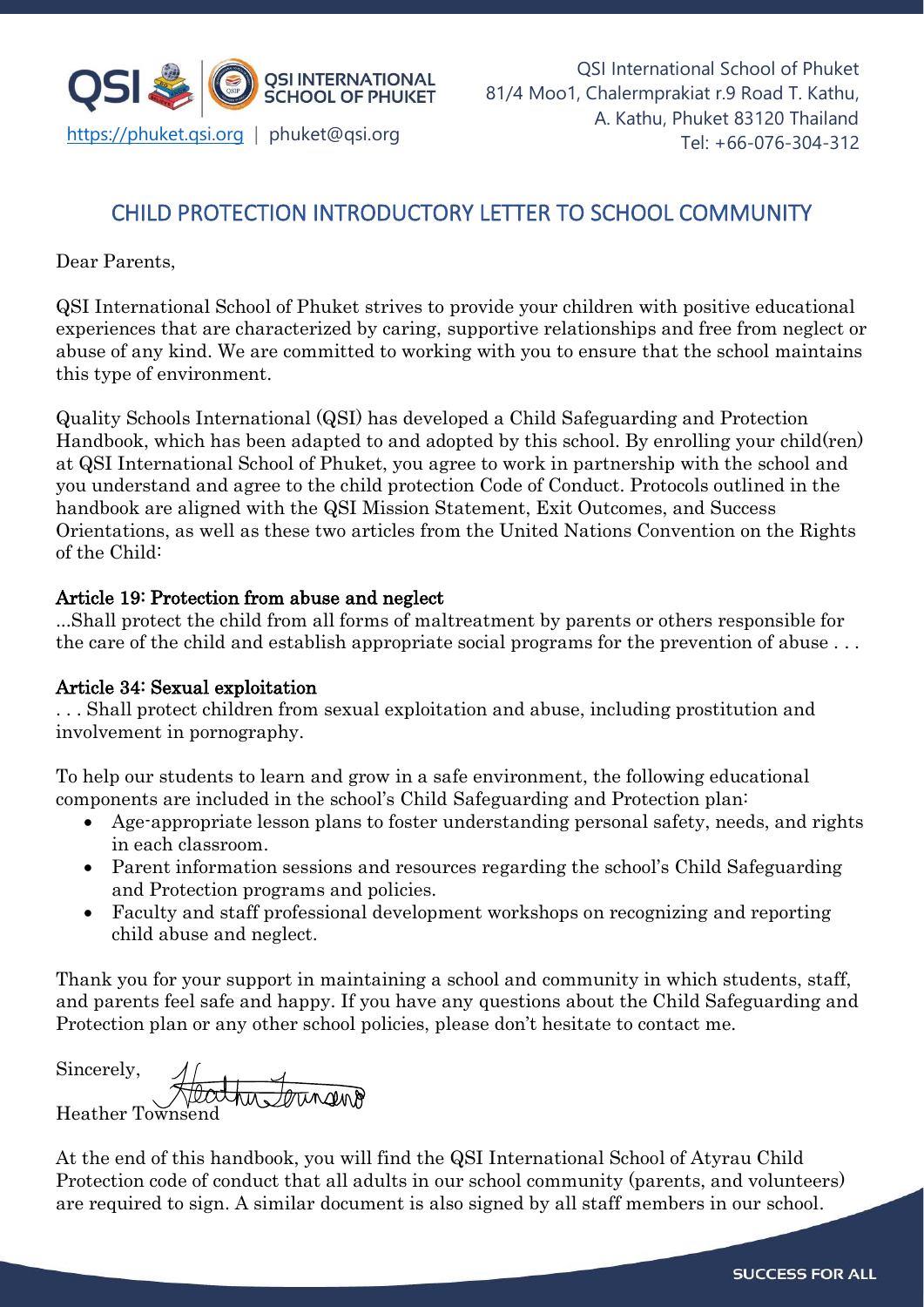QSI International School of Phuket
81/4 Moo1, Chalermprakiat r.9 Road T. Kathu,
A. Kathu, Phuket 83120 Thailand
Tel: +66-076-304-312

https://phuket.qsi.org | phuket@qsi.org

## CHILD PROTECTION INTRODUCTORY LETTER TO SCHOOL COMMUNITY

Dear Parents,

QSI International School of Phuket strives to provide your children with positive educational experiences that are characterized by caring, supportive relationships and free from neglect or abuse of any kind. We are committed to working with you to ensure that the school maintains this type of environment.

Quality Schools International (QSI) has developed a Child Safeguarding and Protection Handbook, which has been adapted to and adopted by this school. By enrolling your child(ren) at QSI International School of Phuket, you agree to work in partnership with the school and you understand and agree to the child protection Code of Conduct. Protocols outlined in the handbook are aligned with the QSI Mission Statement, Exit Outcomes, and Success Orientations, as well as these two articles from the United Nations Convention on the Rights of the Child:

**Article 19: Protection from abuse and neglect**
...Shall protect the child from all forms of maltreatment by parents or others responsible for the care of the child and establish appropriate social programs for the prevention of abuse . . .

**Article 34: Sexual exploitation**
. . . Shall protect children from sexual exploitation and abuse, including prostitution and involvement in pornography.

To help our students to learn and grow in a safe environment, the following educational components are included in the school's Child Safeguarding and Protection plan:

- Age-appropriate lesson plans to foster understanding personal safety, needs, and rights in each classroom.
- Parent information sessions and resources regarding the school's Child Safeguarding and Protection programs and policies.
- Faculty and staff professional development workshops on recognizing and reporting child abuse and neglect.

Thank you for your support in maintaining a school and community in which students, staff, and parents feel safe and happy. If you have any questions about the Child Safeguarding and Protection plan or any other school policies, please don't hesitate to contact me.

Sincerely,

Heather Townsend

At the end of this handbook, you will find the QSI International School of Atyrau Child Protection code of conduct that all adults in our school community (parents, and volunteers) are required to sign. A similar document is also signed by all staff members in our school.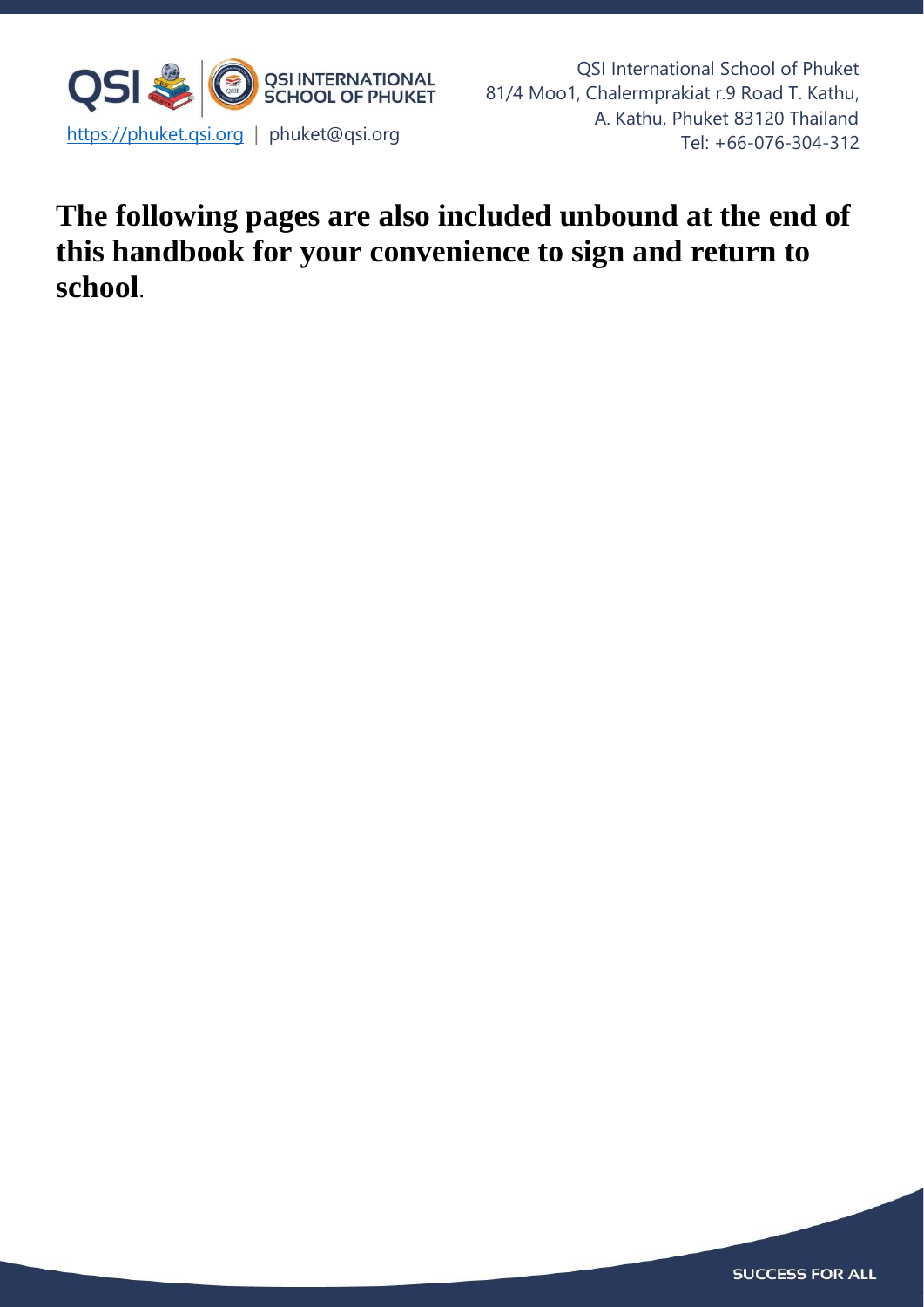**The following pages are also included unbound at the end of this handbook for your convenience to sign and return to school**.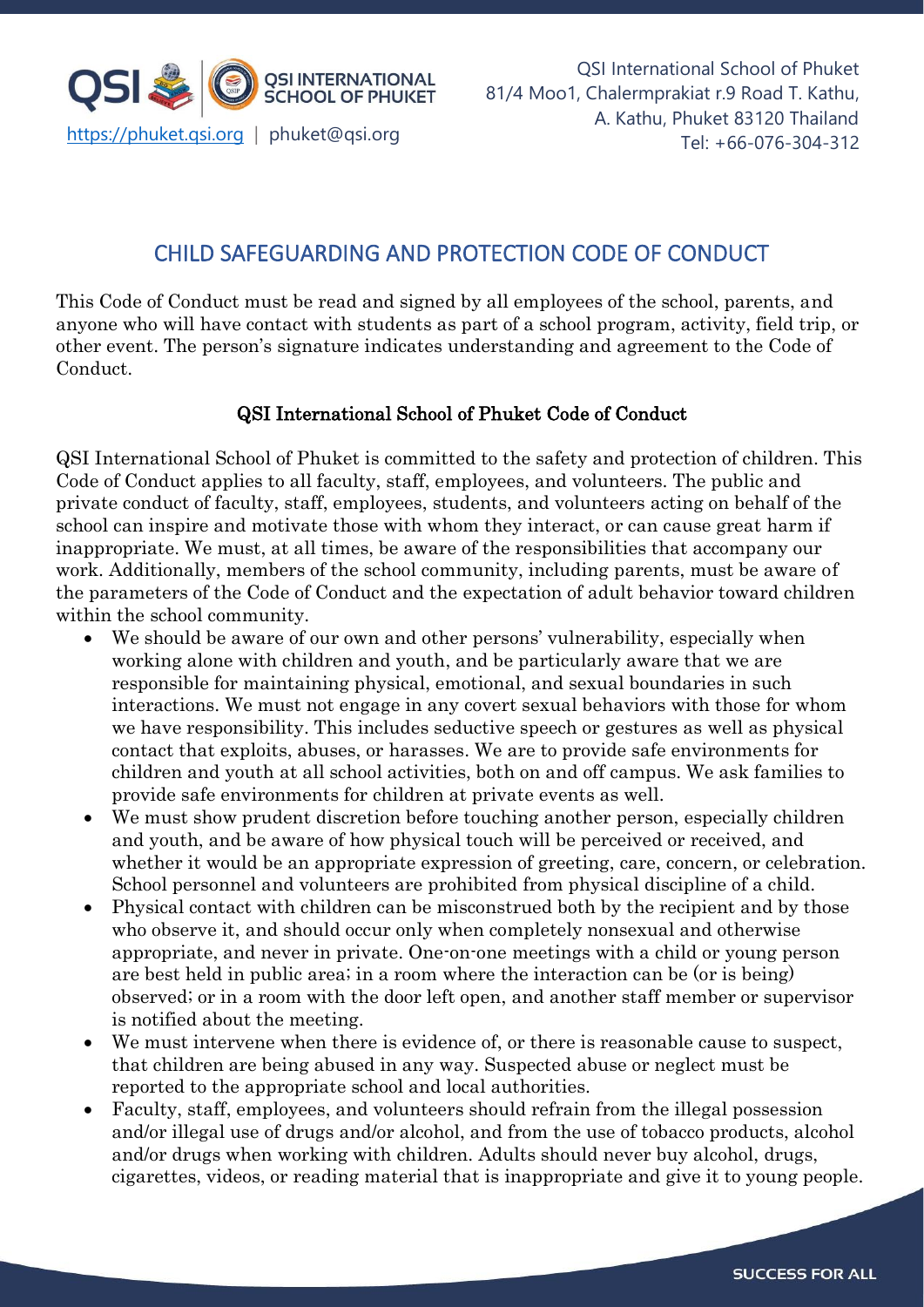## CHILD SAFEGUARDING AND PROTECTION CODE OF CONDUCT

This Code of Conduct must be read and signed by all employees of the school, parents, and anyone who will have contact with students as part of a school program, activity, field trip, or other event. The person's signature indicates understanding and agreement to the Code of Conduct.

### QSI International School of Phuket Code of Conduct

QSI International School of Phuket is committed to the safety and protection of children. This Code of Conduct applies to all faculty, staff, employees, and volunteers. The public and private conduct of faculty, staff, employees, students, and volunteers acting on behalf of the school can inspire and motivate those with whom they interact, or can cause great harm if inappropriate. We must, at all times, be aware of the responsibilities that accompany our work. Additionally, members of the school community, including parents, must be aware of the parameters of the Code of Conduct and the expectation of adult behavior toward children within the school community.

- We should be aware of our own and other persons' vulnerability, especially when working alone with children and youth, and be particularly aware that we are responsible for maintaining physical, emotional, and sexual boundaries in such interactions. We must not engage in any covert sexual behaviors with those for whom we have responsibility. This includes seductive speech or gestures as well as physical contact that exploits, abuses, or harasses. We are to provide safe environments for children and youth at all school activities, both on and off campus. We ask families to provide safe environments for children at private events as well.
- We must show prudent discretion before touching another person, especially children and youth, and be aware of how physical touch will be perceived or received, and whether it would be an appropriate expression of greeting, care, concern, or celebration. School personnel and volunteers are prohibited from physical discipline of a child.
- Physical contact with children can be misconstrued both by the recipient and by those who observe it, and should occur only when completely nonsexual and otherwise appropriate, and never in private. One-on-one meetings with a child or young person are best held in public area; in a room where the interaction can be (or is being) observed; or in a room with the door left open, and another staff member or supervisor is notified about the meeting.
- We must intervene when there is evidence of, or there is reasonable cause to suspect, that children are being abused in any way. Suspected abuse or neglect must be reported to the appropriate school and local authorities.
- Faculty, staff, employees, and volunteers should refrain from the illegal possession and/or illegal use of drugs and/or alcohol, and from the use of tobacco products, alcohol and/or drugs when working with children. Adults should never buy alcohol, drugs, cigarettes, videos, or reading material that is inappropriate and give it to young people.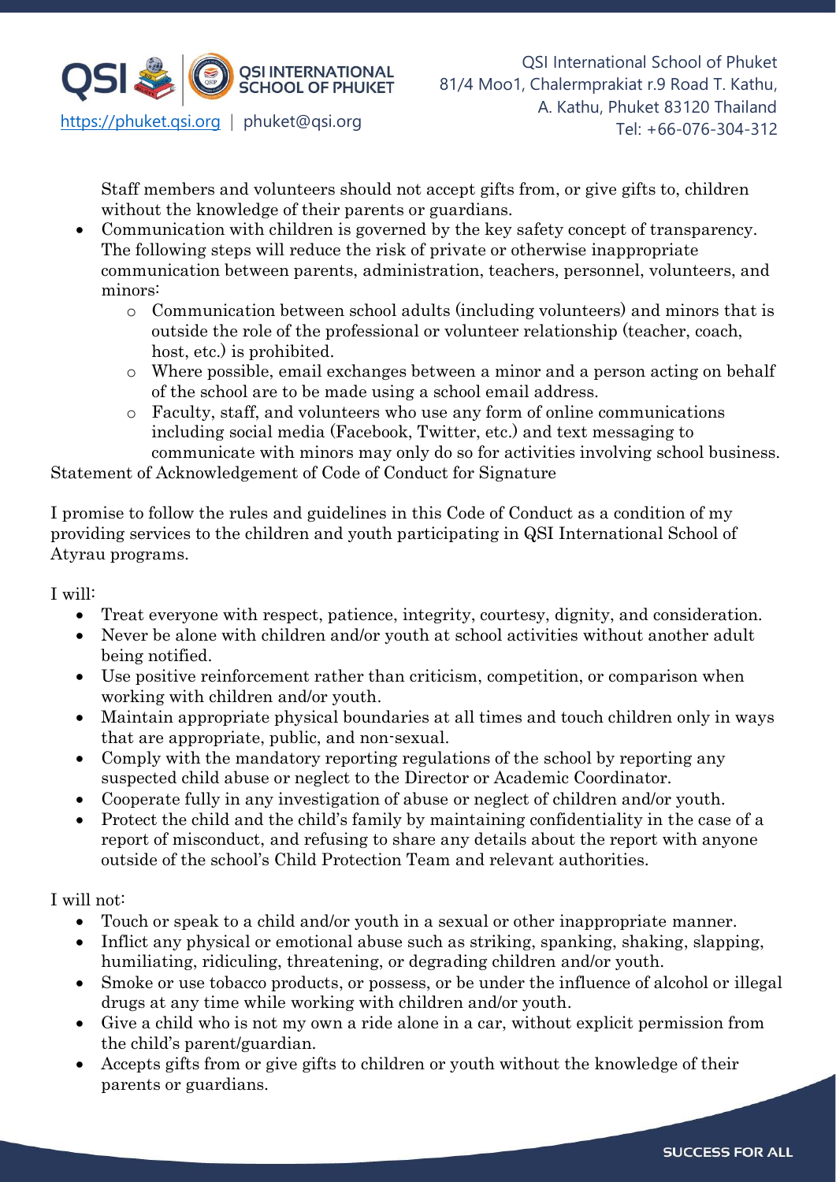Staff members and volunteers should not accept gifts from, or give gifts to, children without the knowledge of their parents or guardians.

- Communication with children is governed by the key safety concept of transparency. The following steps will reduce the risk of private or otherwise inappropriate communication between parents, administration, teachers, personnel, volunteers, and minors:
    - Communication between school adults (including volunteers) and minors that is outside the role of the professional or volunteer relationship (teacher, coach, host, etc.) is prohibited.
    - Where possible, email exchanges between a minor and a person acting on behalf of the school are to be made using a school email address.
    - Faculty, staff, and volunteers who use any form of online communications including social media (Facebook, Twitter, etc.) and text messaging to communicate with minors may only do so for activities involving school business.

Statement of Acknowledgement of Code of Conduct for Signature

I promise to follow the rules and guidelines in this Code of Conduct as a condition of my providing services to the children and youth participating in QSI International School of Atyrau programs.

I will:

- Treat everyone with respect, patience, integrity, courtesy, dignity, and consideration.
- Never be alone with children and/or youth at school activities without another adult being notified.
- Use positive reinforcement rather than criticism, competition, or comparison when working with children and/or youth.
- Maintain appropriate physical boundaries at all times and touch children only in ways that are appropriate, public, and non-sexual.
- Comply with the mandatory reporting regulations of the school by reporting any suspected child abuse or neglect to the Director or Academic Coordinator.
- Cooperate fully in any investigation of abuse or neglect of children and/or youth.
- Protect the child and the child's family by maintaining confidentiality in the case of a report of misconduct, and refusing to share any details about the report with anyone outside of the school's Child Protection Team and relevant authorities.

I will not:

- Touch or speak to a child and/or youth in a sexual or other inappropriate manner.
- Inflict any physical or emotional abuse such as striking, spanking, shaking, slapping, humiliating, ridiculing, threatening, or degrading children and/or youth.
- Smoke or use tobacco products, or possess, or be under the influence of alcohol or illegal drugs at any time while working with children and/or youth.
- Give a child who is not my own a ride alone in a car, without explicit permission from the child's parent/guardian.
- Accepts gifts from or give gifts to children or youth without the knowledge of their parents or guardians.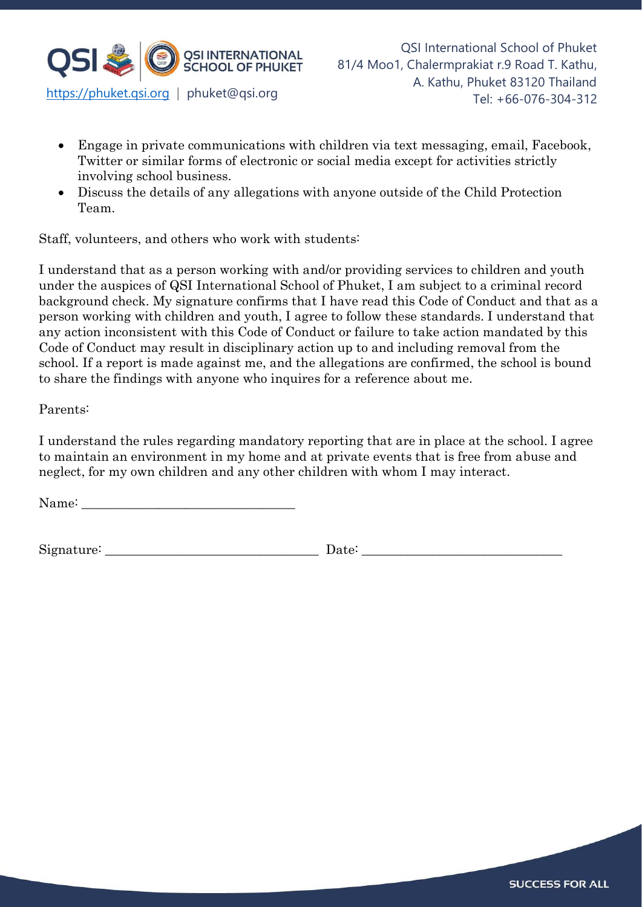- Engage in private communications with children via text messaging, email, Facebook, Twitter or similar forms of electronic or social media except for activities strictly involving school business.
- Discuss the details of any allegations with anyone outside of the Child Protection Team.

Staff, volunteers, and others who work with students:

I understand that as a person working with and/or providing services to children and youth under the auspices of QSI International School of Phuket, I am subject to a criminal record background check. My signature confirms that I have read this Code of Conduct and that as a person working with children and youth, I agree to follow these standards. I understand that any action inconsistent with this Code of Conduct or failure to take action mandated by this Code of Conduct may result in disciplinary action up to and including removal from the school. If a report is made against me, and the allegations are confirmed, the school is bound to share the findings with anyone who inquires for a reference about me.

Parents:

I understand the rules regarding mandatory reporting that are in place at the school. I agree to maintain an environment in my home and at private events that is free from abuse and neglect, for my own children and any other children with whom I may interact.

Name: ________________________________

Signature: ________________________________ Date: ______________________________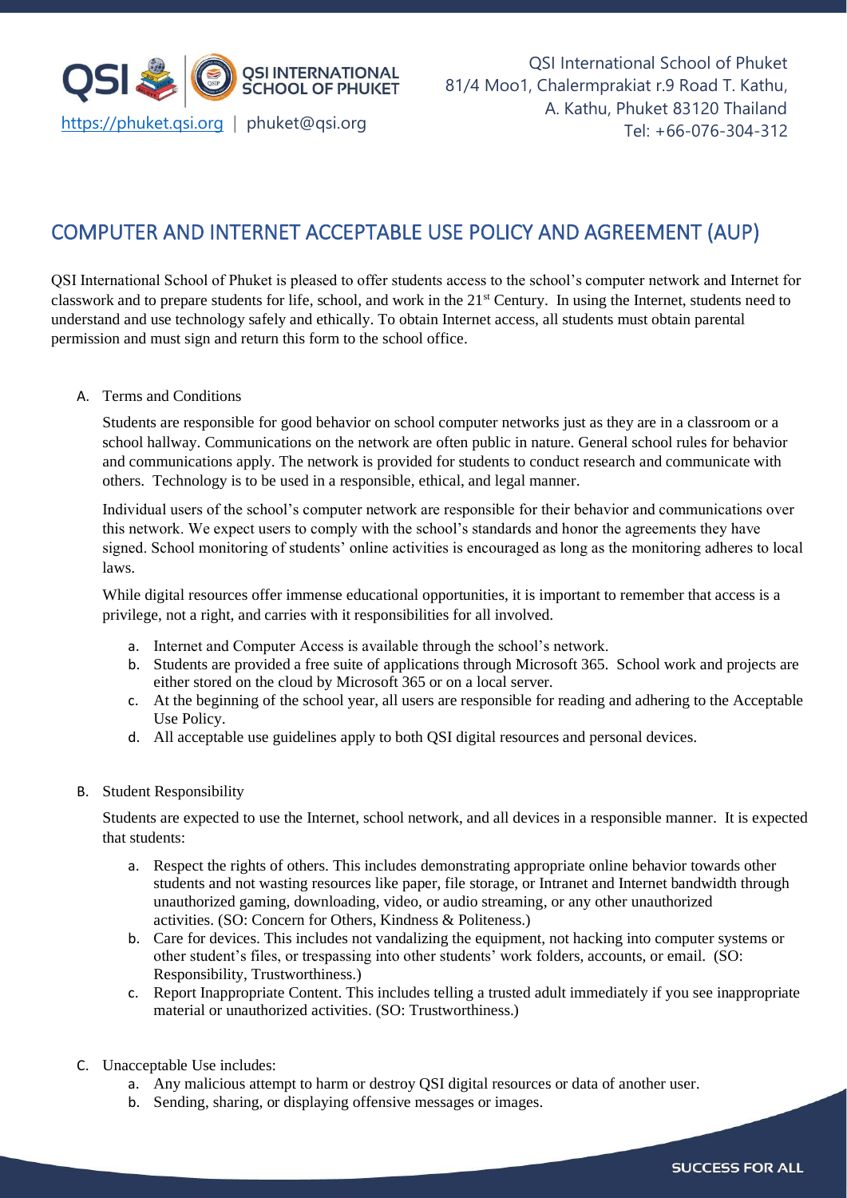# COMPUTER AND INTERNET ACCEPTABLE USE POLICY AND AGREEMENT (AUP)

QSI International School of Phuket is pleased to offer students access to the school's computer network and Internet for classwork and to prepare students for life, school, and work in the 21st Century. In using the Internet, students need to understand and use technology safely and ethically. To obtain Internet access, all students must obtain parental permission and must sign and return this form to the school office.

A. Terms and Conditions

Students are responsible for good behavior on school computer networks just as they are in a classroom or a school hallway. Communications on the network are often public in nature. General school rules for behavior and communications apply. The network is provided for students to conduct research and communicate with others. Technology is to be used in a responsible, ethical, and legal manner.

Individual users of the school's computer network are responsible for their behavior and communications over this network. We expect users to comply with the school's standards and honor the agreements they have signed. School monitoring of students' online activities is encouraged as long as the monitoring adheres to local laws.

While digital resources offer immense educational opportunities, it is important to remember that access is a privilege, not a right, and carries with it responsibilities for all involved.

a. Internet and Computer Access is available through the school's network.
b. Students are provided a free suite of applications through Microsoft 365. School work and projects are either stored on the cloud by Microsoft 365 or on a local server.
c. At the beginning of the school year, all users are responsible for reading and adhering to the Acceptable Use Policy.
d. All acceptable use guidelines apply to both QSI digital resources and personal devices.

B. Student Responsibility

Students are expected to use the Internet, school network, and all devices in a responsible manner. It is expected that students:

a. Respect the rights of others. This includes demonstrating appropriate online behavior towards other students and not wasting resources like paper, file storage, or Intranet and Internet bandwidth through unauthorized gaming, downloading, video, or audio streaming, or any other unauthorized activities. (SO: Concern for Others, Kindness & Politeness.)
b. Care for devices. This includes not vandalizing the equipment, not hacking into computer systems or other student's files, or trespassing into other students' work folders, accounts, or email. (SO: Responsibility, Trustworthiness.)
c. Report Inappropriate Content. This includes telling a trusted adult immediately if you see inappropriate material or unauthorized activities. (SO: Trustworthiness.)

C. Unacceptable Use includes:

a. Any malicious attempt to harm or destroy QSI digital resources or data of another user.
b. Sending, sharing, or displaying offensive messages or images.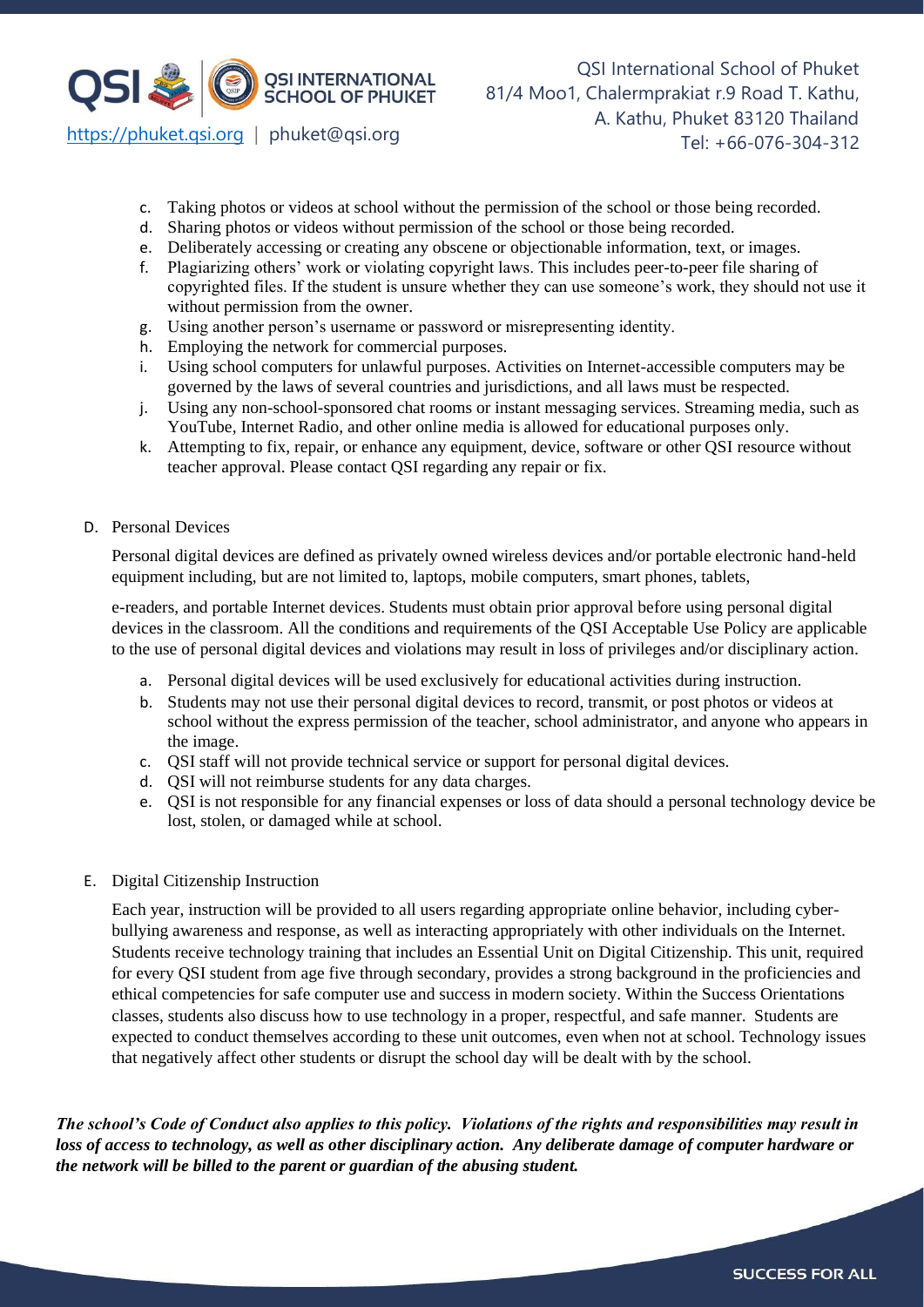c. Taking photos or videos at school without the permission of the school or those being recorded.
d. Sharing photos or videos without permission of the school or those being recorded.
e. Deliberately accessing or creating any obscene or objectionable information, text, or images.
f. Plagiarizing others' work or violating copyright laws. This includes peer-to-peer file sharing of copyrighted files. If the student is unsure whether they can use someone's work, they should not use it without permission from the owner.
g. Using another person's username or password or misrepresenting identity.
h. Employing the network for commercial purposes.
i. Using school computers for unlawful purposes. Activities on Internet-accessible computers may be governed by the laws of several countries and jurisdictions, and all laws must be respected.
j. Using any non-school-sponsored chat rooms or instant messaging services. Streaming media, such as YouTube, Internet Radio, and other online media is allowed for educational purposes only.
k. Attempting to fix, repair, or enhance any equipment, device, software or other QSI resource without teacher approval. Please contact QSI regarding any repair or fix.

D. Personal Devices

Personal digital devices are defined as privately owned wireless devices and/or portable electronic hand-held equipment including, but are not limited to, laptops, mobile computers, smart phones, tablets,

e-readers, and portable Internet devices. Students must obtain prior approval before using personal digital devices in the classroom. All the conditions and requirements of the QSI Acceptable Use Policy are applicable to the use of personal digital devices and violations may result in loss of privileges and/or disciplinary action.

a. Personal digital devices will be used exclusively for educational activities during instruction.
b. Students may not use their personal digital devices to record, transmit, or post photos or videos at school without the express permission of the teacher, school administrator, and anyone who appears in the image.
c. QSI staff will not provide technical service or support for personal digital devices.
d. QSI will not reimburse students for any data charges.
e. QSI is not responsible for any financial expenses or loss of data should a personal technology device be lost, stolen, or damaged while at school.

E. Digital Citizenship Instruction

Each year, instruction will be provided to all users regarding appropriate online behavior, including cyber-bullying awareness and response, as well as interacting appropriately with other individuals on the Internet. Students receive technology training that includes an Essential Unit on Digital Citizenship. This unit, required for every QSI student from age five through secondary, provides a strong background in the proficiencies and ethical competencies for safe computer use and success in modern society. Within the Success Orientations classes, students also discuss how to use technology in a proper, respectful, and safe manner. Students are expected to conduct themselves according to these unit outcomes, even when not at school. Technology issues that negatively affect other students or disrupt the school day will be dealt with by the school.

***The school's Code of Conduct also applies to this policy. Violations of the rights and responsibilities may result in loss of access to technology, as well as other disciplinary action. Any deliberate damage of computer hardware or the network will be billed to the parent or guardian of the abusing student.***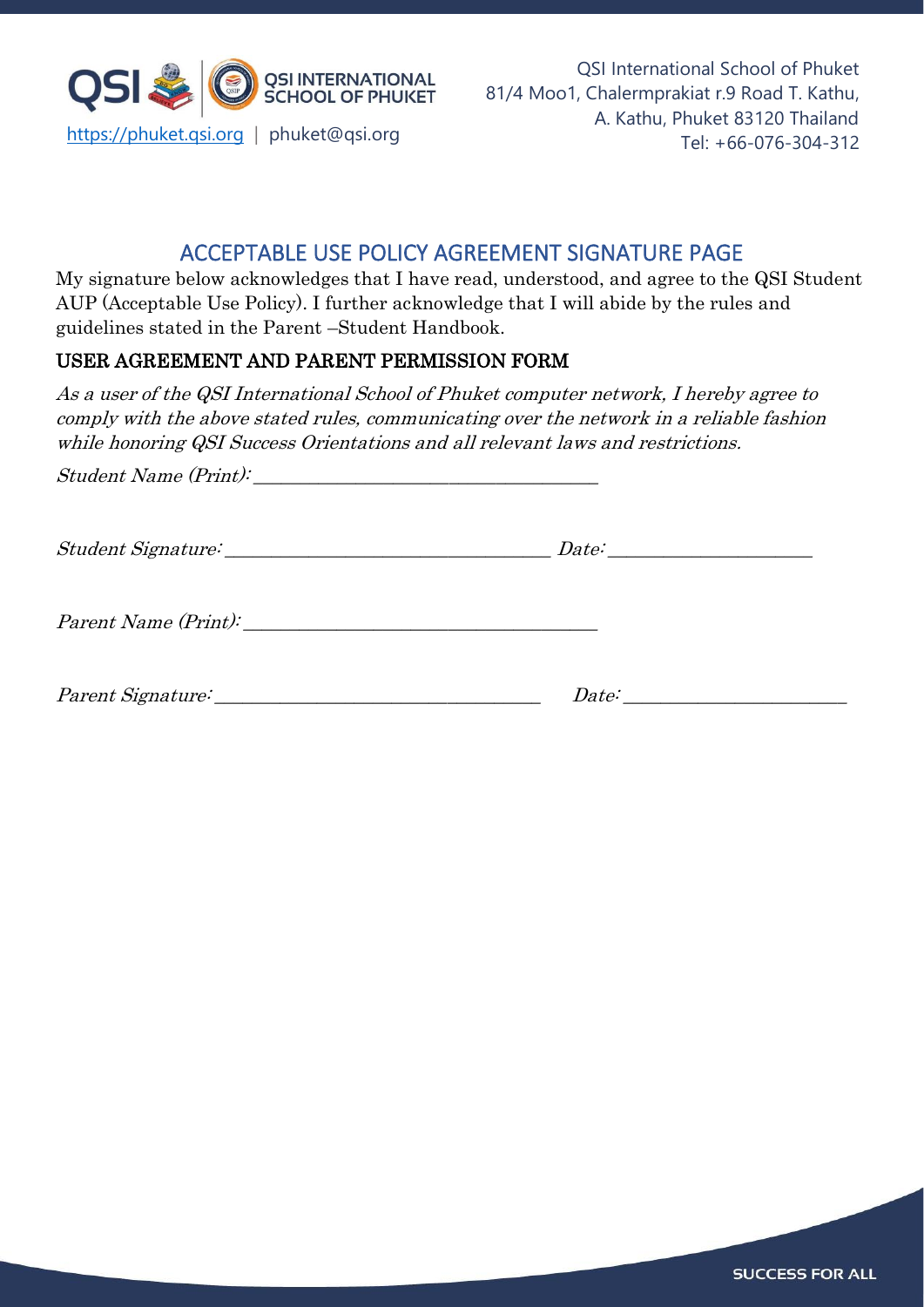QSI International School of Phuket
81/4 Moo1, Chalermprakiat r.9 Road T. Kathu,
A. Kathu, Phuket 83120 Thailand
Tel: +66-076-304-312

https://phuket.qsi.org | phuket@qsi.org

## ACCEPTABLE USE POLICY AGREEMENT SIGNATURE PAGE

My signature below acknowledges that I have read, understood, and agree to the QSI Student AUP (Acceptable Use Policy). I further acknowledge that I will abide by the rules and guidelines stated in the Parent –Student Handbook.

### USER AGREEMENT AND PARENT PERMISSION FORM

*As a user of the QSI International School of Phuket computer network, I hereby agree to comply with the above stated rules, communicating over the network in a reliable fashion while honoring QSI Success Orientations and all relevant laws and restrictions.*

*Student Name (Print):* ____________________________________

*Student Signature:* __________________________________ *Date:* _____________________

*Parent Name (Print):* _____________________________________

*Parent Signature:* __________________________________ *Date:* _______________________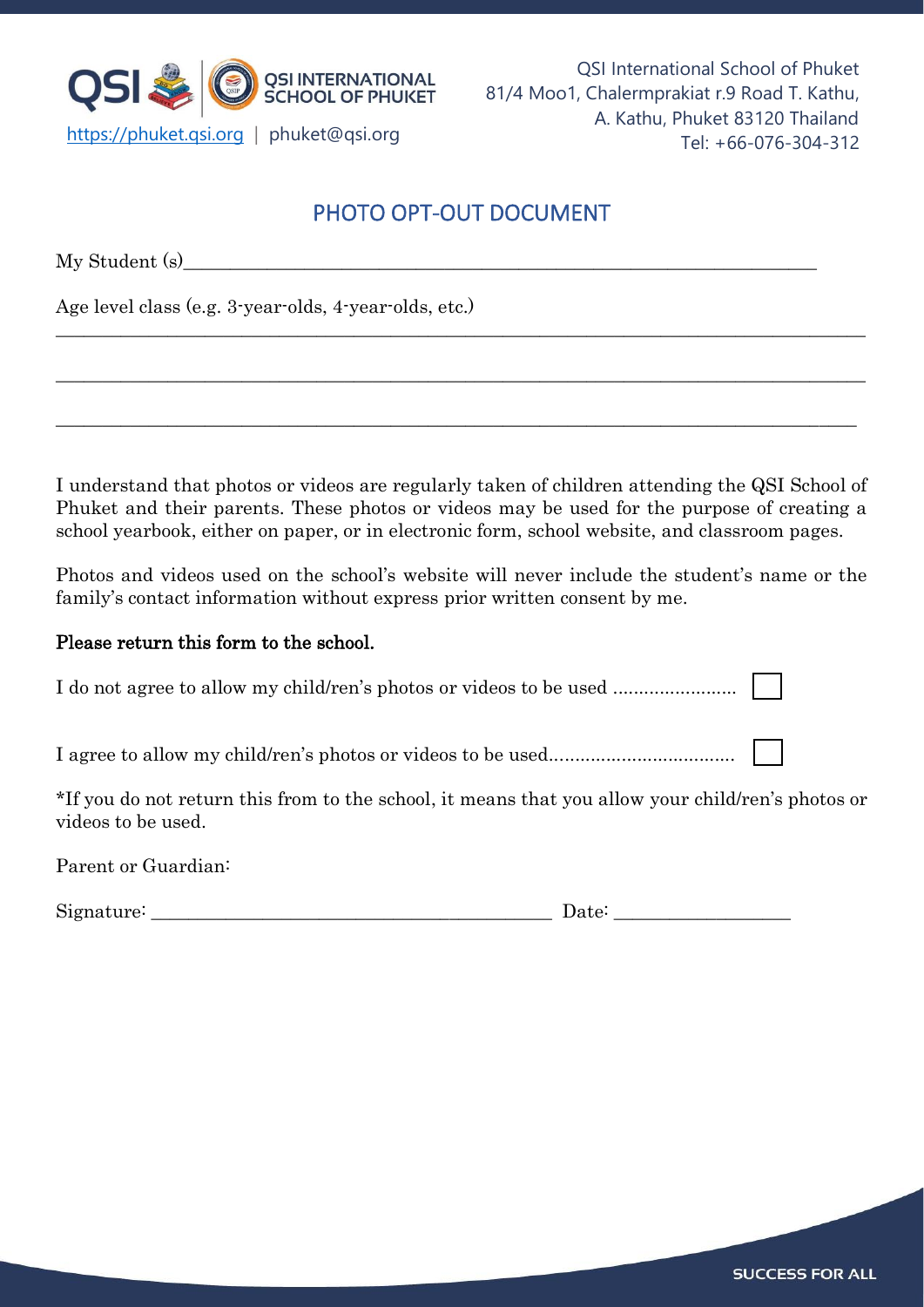QSI INTERNATIONAL SCHOOL OF PHUKET

https://phuket.qsi.org | phuket@qsi.org

QSI International School of Phuket
81/4 Moo1, Chalermprakiat r.9 Road T. Kathu,
A. Kathu, Phuket 83120 Thailand
Tel: +66-076-304-312

## PHOTO OPT-OUT DOCUMENT

My Student (s)________________________________________________________________

Age level class (e.g. 3-year-olds, 4-year-olds, etc.)

_______________________________________________________________________________

_______________________________________________________________________________

_______________________________________________________________________________

I understand that photos or videos are regularly taken of children attending the QSI School of Phuket and their parents. These photos or videos may be used for the purpose of creating a school yearbook, either on paper, or in electronic form, school website, and classroom pages.

Photos and videos used on the school's website will never include the student's name or the family's contact information without express prior written consent by me.

**Please return this form to the school.**

I do not agree to allow my child/ren's photos or videos to be used ........................ ☐

I agree to allow my child/ren's photos or videos to be used.................................... ☐

*If you do not return this from to the school, it means that you allow your child/ren's photos or videos to be used.

Parent or Guardian:

Signature: ___________________________________________ Date: __________________

SUCCESS FOR ALL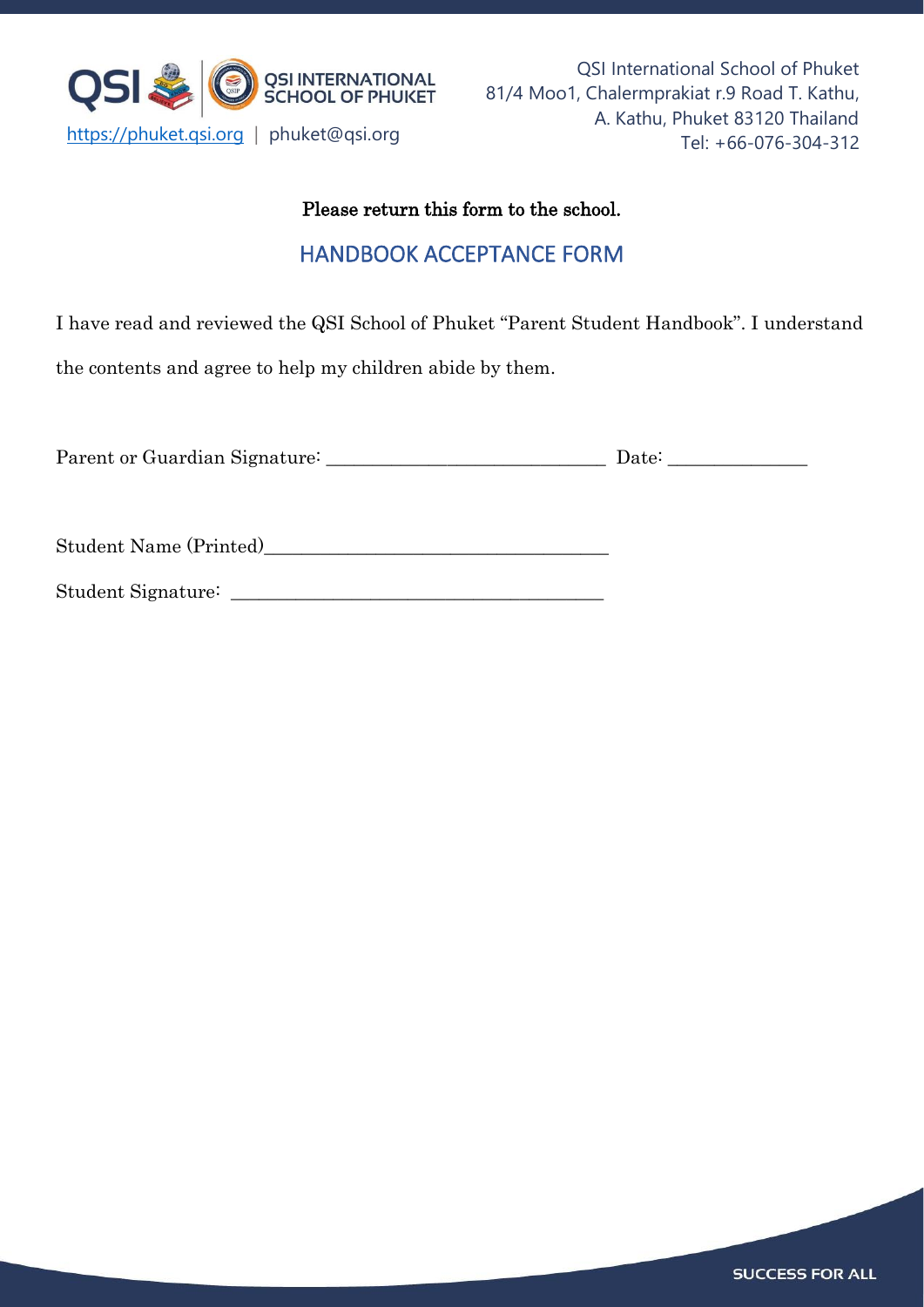QSI International School of Phuket
81/4 Moo1, Chalermprakiat r.9 Road T. Kathu,
A. Kathu, Phuket 83120 Thailand
Tel: +66-076-304-312

https://phuket.qsi.org | phuket@qsi.org

Please return this form to the school.

## HANDBOOK ACCEPTANCE FORM

I have read and reviewed the QSI School of Phuket "Parent Student Handbook". I understand the contents and agree to help my children abide by them.

Parent or Guardian Signature: ______________________________ Date: ______________

Student Name (Printed)____________________________________

Student Signature: _______________________________________

SUCCESS FOR ALL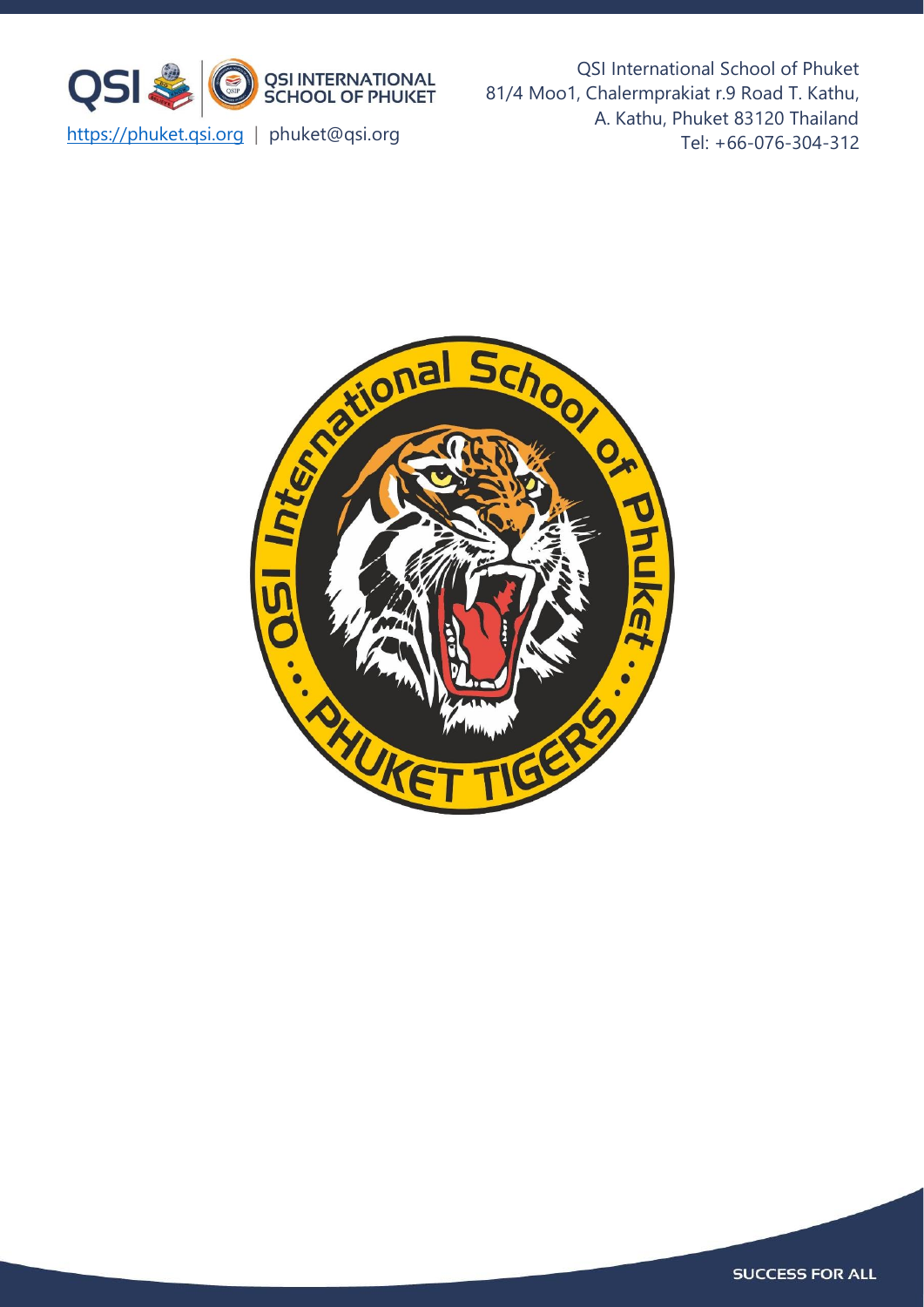QSI INTERNATIONAL SCHOOL OF PHUKET

https://phuket.qsi.org | phuket@qsi.org

QSI International School of Phuket
81/4 Moo1, Chalermprakiat r.9 Road T. Kathu,
A. Kathu, Phuket 83120 Thailand
Tel: +66-076-304-312

SUCCESS FOR ALL